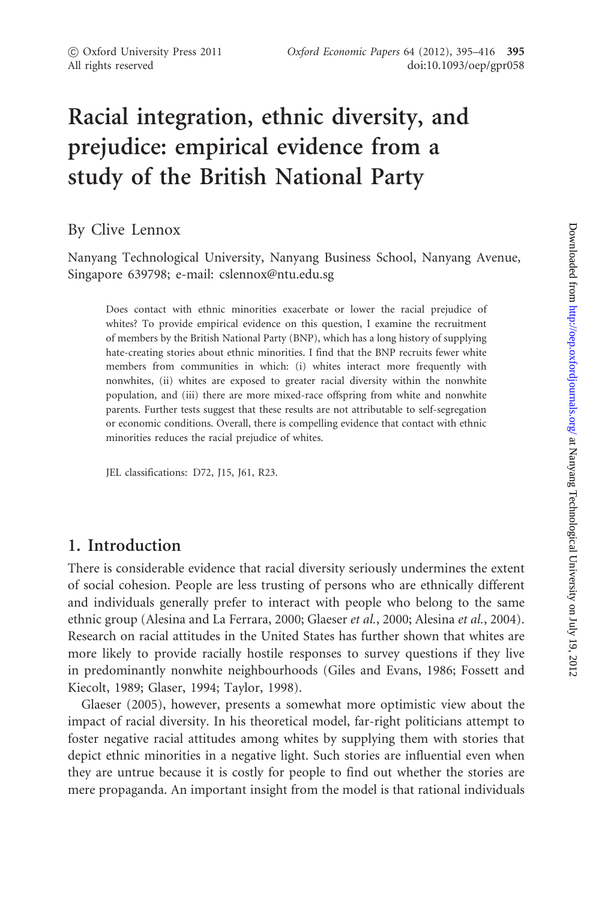# Racial integration, ethnic diversity, and prejudice: empirical evidence from a study of the British National Party

By Clive Lennox

Nanyang Technological University, Nanyang Business School, Nanyang Avenue, Singapore 639798; e-mail: cslennox@ntu.edu.sg

> Does contact with ethnic minorities exacerbate or lower the racial prejudice of whites? To provide empirical evidence on this question, I examine the recruitment of members by the British National Party (BNP), which has a long history of supplying hate-creating stories about ethnic minorities. I find that the BNP recruits fewer white members from communities in which: (i) whites interact more frequently with nonwhites, (ii) whites are exposed to greater racial diversity within the nonwhite population, and (iii) there are more mixed-race offspring from white and nonwhite parents. Further tests suggest that these results are not attributable to self-segregation or economic conditions. Overall, there is compelling evidence that contact with ethnic minorities reduces the racial prejudice of whites.
>
> JEL classifications: D72, J15, J61, R23.

## 1. Introduction

There is considerable evidence that racial diversity seriously undermines the extent of social cohesion. People are less trusting of persons who are ethnically different and individuals generally prefer to interact with people who belong to the same ethnic group (Alesina and La Ferrara, 2000; Glaeser *et al.*, 2000; Alesina *et al.*, 2004). Research on racial attitudes in the United States has further shown that whites are more likely to provide racially hostile responses to survey questions if they live in predominantly nonwhite neighbourhoods (Giles and Evans, 1986; Fossett and Kiecolt, 1989; Glaser, 1994; Taylor, 1998).

Glaeser (2005), however, presents a somewhat more optimistic view about the impact of racial diversity. In his theoretical model, far-right politicians attempt to foster negative racial attitudes among whites by supplying them with stories that depict ethnic minorities in a negative light. Such stories are influential even when they are untrue because it is costly for people to find out whether the stories are mere propaganda. An important insight from the model is that rational individuals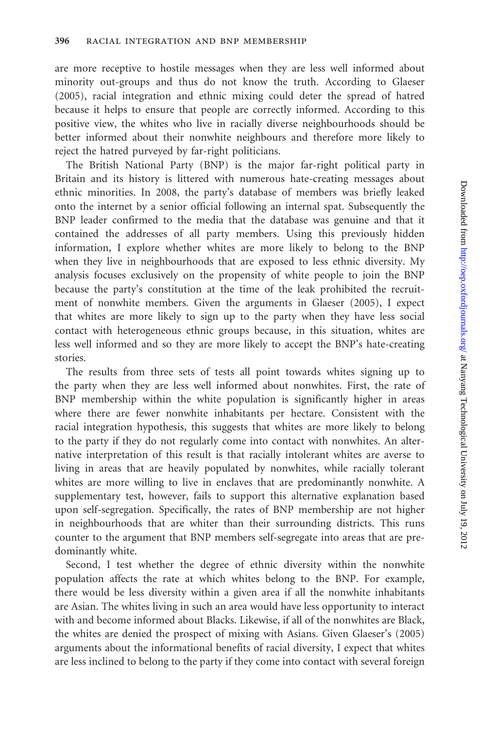are more receptive to hostile messages when they are less well informed about minority out-groups and thus do not know the truth. According to Glaeser (2005), racial integration and ethnic mixing could deter the spread of hatred because it helps to ensure that people are correctly informed. According to this positive view, the whites who live in racially diverse neighbourhoods should be better informed about their nonwhite neighbours and therefore more likely to reject the hatred purveyed by far-right politicians.

The British National Party (BNP) is the major far-right political party in Britain and its history is littered with numerous hate-creating messages about ethnic minorities. In 2008, the party's database of members was briefly leaked onto the internet by a senior official following an internal spat. Subsequently the BNP leader confirmed to the media that the database was genuine and that it contained the addresses of all party members. Using this previously hidden information, I explore whether whites are more likely to belong to the BNP when they live in neighbourhoods that are exposed to less ethnic diversity. My analysis focuses exclusively on the propensity of white people to join the BNP because the party's constitution at the time of the leak prohibited the recruitment of nonwhite members. Given the arguments in Glaeser (2005), I expect that whites are more likely to sign up to the party when they have less social contact with heterogeneous ethnic groups because, in this situation, whites are less well informed and so they are more likely to accept the BNP's hate-creating stories.

The results from three sets of tests all point towards whites signing up to the party when they are less well informed about nonwhites. First, the rate of BNP membership within the white population is significantly higher in areas where there are fewer nonwhite inhabitants per hectare. Consistent with the racial integration hypothesis, this suggests that whites are more likely to belong to the party if they do not regularly come into contact with nonwhites. An alternative interpretation of this result is that racially intolerant whites are averse to living in areas that are heavily populated by nonwhites, while racially tolerant whites are more willing to live in enclaves that are predominantly nonwhite. A supplementary test, however, fails to support this alternative explanation based upon self-segregation. Specifically, the rates of BNP membership are not higher in neighbourhoods that are whiter than their surrounding districts. This runs counter to the argument that BNP members self-segregate into areas that are predominantly white.

Second, I test whether the degree of ethnic diversity within the nonwhite population affects the rate at which whites belong to the BNP. For example, there would be less diversity within a given area if all the nonwhite inhabitants are Asian. The whites living in such an area would have less opportunity to interact with and become informed about Blacks. Likewise, if all of the nonwhites are Black, the whites are denied the prospect of mixing with Asians. Given Glaeser's (2005) arguments about the informational benefits of racial diversity, I expect that whites are less inclined to belong to the party if they come into contact with several foreign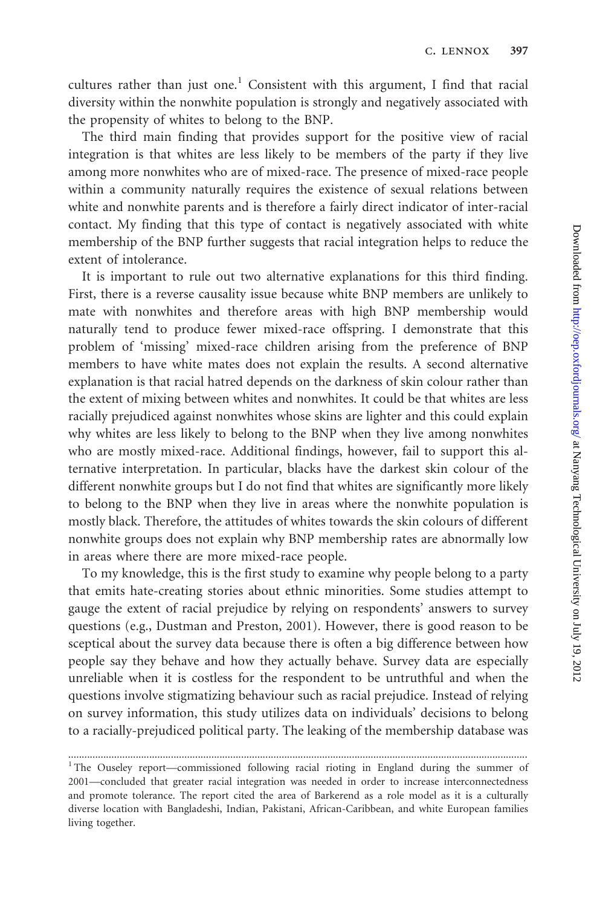cultures rather than just one.[1] Consistent with this argument, I find that racial diversity within the nonwhite population is strongly and negatively associated with the propensity of whites to belong to the BNP.

The third main finding that provides support for the positive view of racial integration is that whites are less likely to be members of the party if they live among more nonwhites who are of mixed-race. The presence of mixed-race people within a community naturally requires the existence of sexual relations between white and nonwhite parents and is therefore a fairly direct indicator of inter-racial contact. My finding that this type of contact is negatively associated with white membership of the BNP further suggests that racial integration helps to reduce the extent of intolerance.

It is important to rule out two alternative explanations for this third finding. First, there is a reverse causality issue because white BNP members are unlikely to mate with nonwhites and therefore areas with high BNP membership would naturally tend to produce fewer mixed-race offspring. I demonstrate that this problem of 'missing' mixed-race children arising from the preference of BNP members to have white mates does not explain the results. A second alternative explanation is that racial hatred depends on the darkness of skin colour rather than the extent of mixing between whites and nonwhites. It could be that whites are less racially prejudiced against nonwhites whose skins are lighter and this could explain why whites are less likely to belong to the BNP when they live among nonwhites who are mostly mixed-race. Additional findings, however, fail to support this alternative interpretation. In particular, blacks have the darkest skin colour of the different nonwhite groups but I do not find that whites are significantly more likely to belong to the BNP when they live in areas where the nonwhite population is mostly black. Therefore, the attitudes of whites towards the skin colours of different nonwhite groups does not explain why BNP membership rates are abnormally low in areas where there are more mixed-race people.

To my knowledge, this is the first study to examine why people belong to a party that emits hate-creating stories about ethnic minorities. Some studies attempt to gauge the extent of racial prejudice by relying on respondents' answers to survey questions (e.g., Dustman and Preston, 2001). However, there is good reason to be sceptical about the survey data because there is often a big difference between how people say they behave and how they actually behave. Survey data are especially unreliable when it is costless for the respondent to be untruthful and when the questions involve stigmatizing behaviour such as racial prejudice. Instead of relying on survey information, this study utilizes data on individuals' decisions to belong to a racially-prejudiced political party. The leaking of the membership database was

---

[1] The Ouseley report—commissioned following racial rioting in England during the summer of 2001—concluded that greater racial integration was needed in order to increase interconnectedness and promote tolerance. The report cited the area of Barkerend as a role model as it is a culturally diverse location with Bangladeshi, Indian, Pakistani, African-Caribbean, and white European families living together.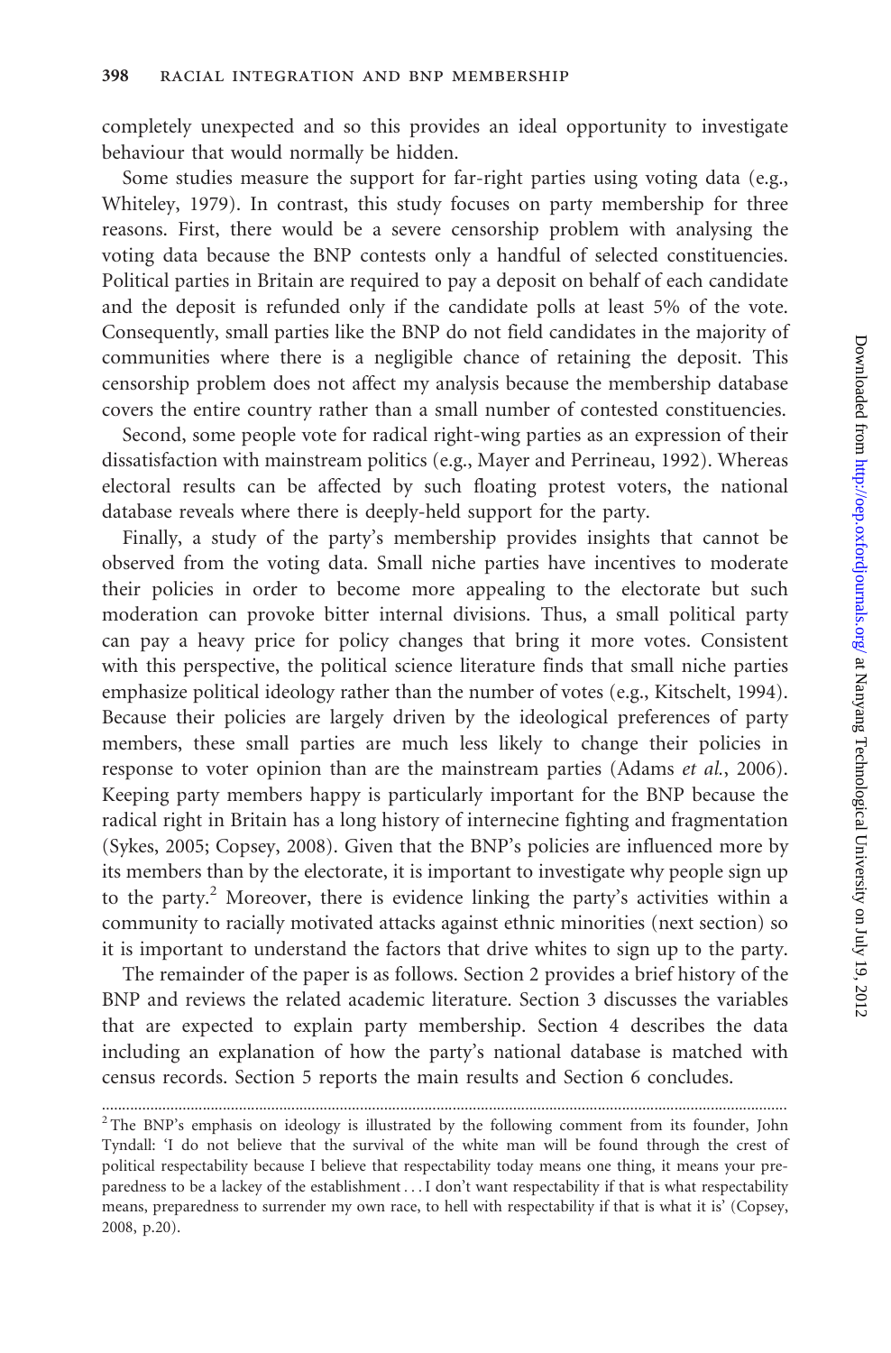completely unexpected and so this provides an ideal opportunity to investigate behaviour that would normally be hidden.

Some studies measure the support for far-right parties using voting data (e.g., Whiteley, 1979). In contrast, this study focuses on party membership for three reasons. First, there would be a severe censorship problem with analysing the voting data because the BNP contests only a handful of selected constituencies. Political parties in Britain are required to pay a deposit on behalf of each candidate and the deposit is refunded only if the candidate polls at least 5% of the vote. Consequently, small parties like the BNP do not field candidates in the majority of communities where there is a negligible chance of retaining the deposit. This censorship problem does not affect my analysis because the membership database covers the entire country rather than a small number of contested constituencies.

Second, some people vote for radical right-wing parties as an expression of their dissatisfaction with mainstream politics (e.g., Mayer and Perrineau, 1992). Whereas electoral results can be affected by such floating protest voters, the national database reveals where there is deeply-held support for the party.

Finally, a study of the party's membership provides insights that cannot be observed from the voting data. Small niche parties have incentives to moderate their policies in order to become more appealing to the electorate but such moderation can provoke bitter internal divisions. Thus, a small political party can pay a heavy price for policy changes that bring it more votes. Consistent with this perspective, the political science literature finds that small niche parties emphasize political ideology rather than the number of votes (e.g., Kitschelt, 1994). Because their policies are largely driven by the ideological preferences of party members, these small parties are much less likely to change their policies in response to voter opinion than are the mainstream parties (Adams *et al.*, 2006). Keeping party members happy is particularly important for the BNP because the radical right in Britain has a long history of internecine fighting and fragmentation (Sykes, 2005; Copsey, 2008). Given that the BNP's policies are influenced more by its members than by the electorate, it is important to investigate why people sign up to the party.[2] Moreover, there is evidence linking the party's activities within a community to racially motivated attacks against ethnic minorities (next section) so it is important to understand the factors that drive whites to sign up to the party.

The remainder of the paper is as follows. Section 2 provides a brief history of the BNP and reviews the related academic literature. Section 3 discusses the variables that are expected to explain party membership. Section 4 describes the data including an explanation of how the party's national database is matched with census records. Section 5 reports the main results and Section 6 concludes.

---

[2] The BNP's emphasis on ideology is illustrated by the following comment from its founder, John Tyndall: 'I do not believe that the survival of the white man will be found through the crest of political respectability because I believe that respectability today means one thing, it means your preparedness to be a lackey of the establishment . . . I don't want respectability if that is what respectability means, preparedness to surrender my own race, to hell with respectability if that is what it is' (Copsey, 2008, p.20).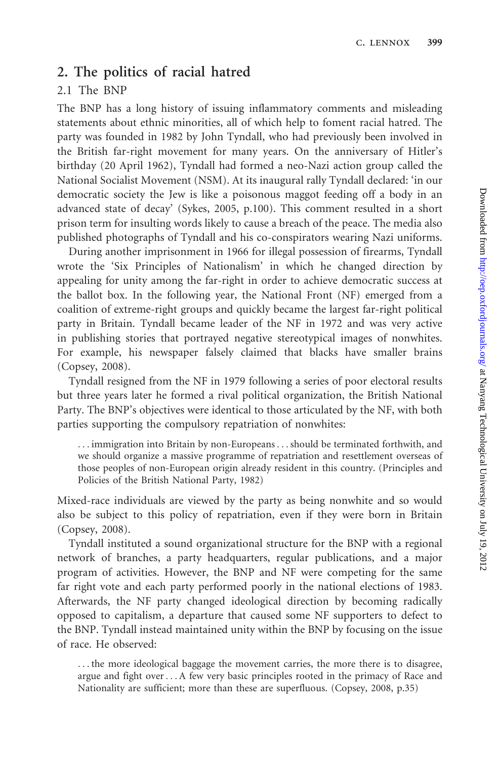## 2. The politics of racial hatred

### 2.1 The BNP

The BNP has a long history of issuing inflammatory comments and misleading statements about ethnic minorities, all of which help to foment racial hatred. The party was founded in 1982 by John Tyndall, who had previously been involved in the British far-right movement for many years. On the anniversary of Hitler's birthday (20 April 1962), Tyndall had formed a neo-Nazi action group called the National Socialist Movement (NSM). At its inaugural rally Tyndall declared: 'in our democratic society the Jew is like a poisonous maggot feeding off a body in an advanced state of decay' (Sykes, 2005, p.100). This comment resulted in a short prison term for insulting words likely to cause a breach of the peace. The media also published photographs of Tyndall and his co-conspirators wearing Nazi uniforms.

During another imprisonment in 1966 for illegal possession of firearms, Tyndall wrote the 'Six Principles of Nationalism' in which he changed direction by appealing for unity among the far-right in order to achieve democratic success at the ballot box. In the following year, the National Front (NF) emerged from a coalition of extreme-right groups and quickly became the largest far-right political party in Britain. Tyndall became leader of the NF in 1972 and was very active in publishing stories that portrayed negative stereotypical images of nonwhites. For example, his newspaper falsely claimed that blacks have smaller brains (Copsey, 2008).

Tyndall resigned from the NF in 1979 following a series of poor electoral results but three years later he formed a rival political organization, the British National Party. The BNP's objectives were identical to those articulated by the NF, with both parties supporting the compulsory repatriation of nonwhites:

> ... immigration into Britain by non-Europeans ... should be terminated forthwith, and we should organize a massive programme of repatriation and resettlement overseas of those peoples of non-European origin already resident in this country. (Principles and Policies of the British National Party, 1982)

Mixed-race individuals are viewed by the party as being nonwhite and so would also be subject to this policy of repatriation, even if they were born in Britain (Copsey, 2008).

Tyndall instituted a sound organizational structure for the BNP with a regional network of branches, a party headquarters, regular publications, and a major program of activities. However, the BNP and NF were competing for the same far right vote and each party performed poorly in the national elections of 1983. Afterwards, the NF party changed ideological direction by becoming radically opposed to capitalism, a departure that caused some NF supporters to defect to the BNP. Tyndall instead maintained unity within the BNP by focusing on the issue of race. He observed:

> ... the more ideological baggage the movement carries, the more there is to disagree, argue and fight over ... A few very basic principles rooted in the primacy of Race and Nationality are sufficient; more than these are superfluous. (Copsey, 2008, p.35)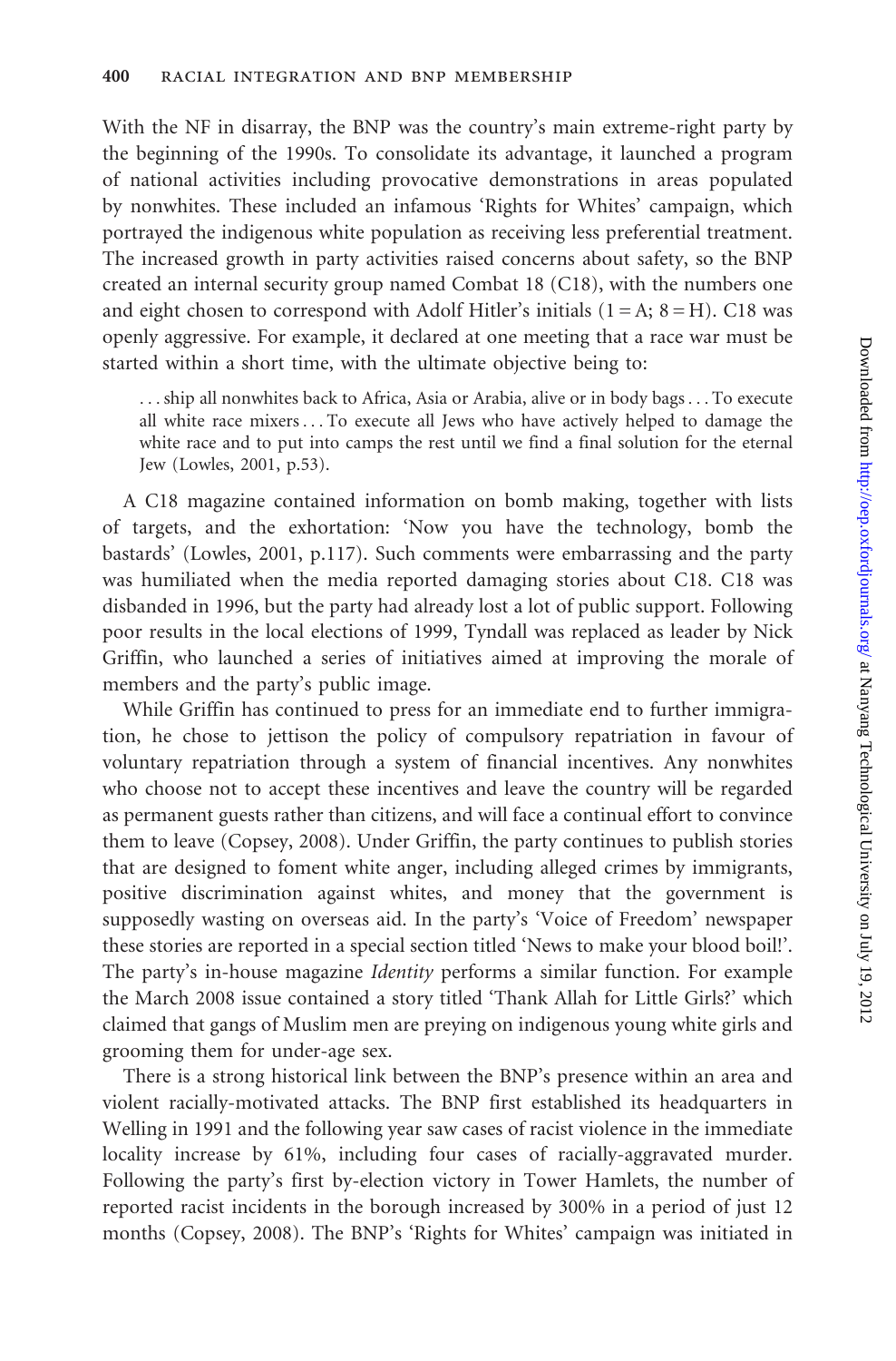With the NF in disarray, the BNP was the country's main extreme-right party by the beginning of the 1990s. To consolidate its advantage, it launched a program of national activities including provocative demonstrations in areas populated by nonwhites. These included an infamous 'Rights for Whites' campaign, which portrayed the indigenous white population as receiving less preferential treatment. The increased growth in party activities raised concerns about safety, so the BNP created an internal security group named Combat 18 (C18), with the numbers one and eight chosen to correspond with Adolf Hitler's initials (1 = A; 8 = H). C18 was openly aggressive. For example, it declared at one meeting that a race war must be started within a short time, with the ultimate objective being to:

> ... ship all nonwhites back to Africa, Asia or Arabia, alive or in body bags ... To execute all white race mixers ... To execute all Jews who have actively helped to damage the white race and to put into camps the rest until we find a final solution for the eternal Jew (Lowles, 2001, p.53).

A C18 magazine contained information on bomb making, together with lists of targets, and the exhortation: 'Now you have the technology, bomb the bastards' (Lowles, 2001, p.117). Such comments were embarrassing and the party was humiliated when the media reported damaging stories about C18. C18 was disbanded in 1996, but the party had already lost a lot of public support. Following poor results in the local elections of 1999, Tyndall was replaced as leader by Nick Griffin, who launched a series of initiatives aimed at improving the morale of members and the party's public image.

While Griffin has continued to press for an immediate end to further immigration, he chose to jettison the policy of compulsory repatriation in favour of voluntary repatriation through a system of financial incentives. Any nonwhites who choose not to accept these incentives and leave the country will be regarded as permanent guests rather than citizens, and will face a continual effort to convince them to leave (Copsey, 2008). Under Griffin, the party continues to publish stories that are designed to foment white anger, including alleged crimes by immigrants, positive discrimination against whites, and money that the government is supposedly wasting on overseas aid. In the party's 'Voice of Freedom' newspaper these stories are reported in a special section titled 'News to make your blood boil!'. The party's in-house magazine *Identity* performs a similar function. For example the March 2008 issue contained a story titled 'Thank Allah for Little Girls?' which claimed that gangs of Muslim men are preying on indigenous young white girls and grooming them for under-age sex.

There is a strong historical link between the BNP's presence within an area and violent racially-motivated attacks. The BNP first established its headquarters in Welling in 1991 and the following year saw cases of racist violence in the immediate locality increase by 61%, including four cases of racially-aggravated murder. Following the party's first by-election victory in Tower Hamlets, the number of reported racist incidents in the borough increased by 300% in a period of just 12 months (Copsey, 2008). The BNP's 'Rights for Whites' campaign was initiated in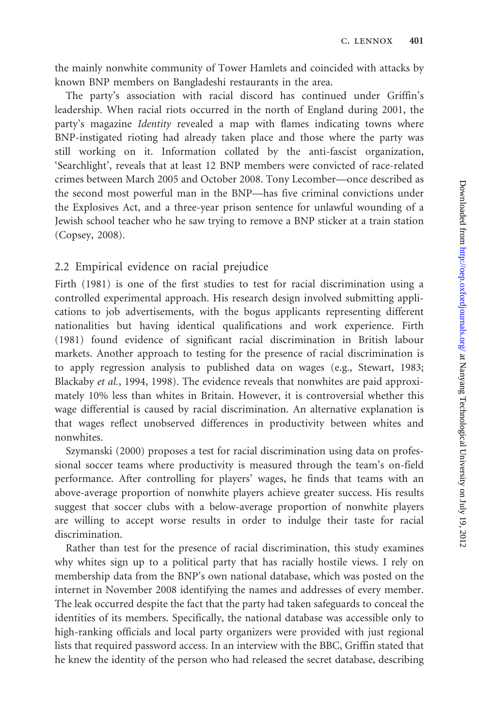the mainly nonwhite community of Tower Hamlets and coincided with attacks by known BNP members on Bangladeshi restaurants in the area.

The party's association with racial discord has continued under Griffin's leadership. When racial riots occurred in the north of England during 2001, the party's magazine *Identity* revealed a map with flames indicating towns where BNP-instigated rioting had already taken place and those where the party was still working on it. Information collated by the anti-fascist organization, 'Searchlight', reveals that at least 12 BNP members were convicted of race-related crimes between March 2005 and October 2008. Tony Lecomber—once described as the second most powerful man in the BNP—has five criminal convictions under the Explosives Act, and a three-year prison sentence for unlawful wounding of a Jewish school teacher who he saw trying to remove a BNP sticker at a train station (Copsey, 2008).

## 2.2 Empirical evidence on racial prejudice

Firth (1981) is one of the first studies to test for racial discrimination using a controlled experimental approach. His research design involved submitting applications to job advertisements, with the bogus applicants representing different nationalities but having identical qualifications and work experience. Firth (1981) found evidence of significant racial discrimination in British labour markets. Another approach to testing for the presence of racial discrimination is to apply regression analysis to published data on wages (e.g., Stewart, 1983; Blackaby *et al.*, 1994, 1998). The evidence reveals that nonwhites are paid approximately 10% less than whites in Britain. However, it is controversial whether this wage differential is caused by racial discrimination. An alternative explanation is that wages reflect unobserved differences in productivity between whites and nonwhites.

Szymanski (2000) proposes a test for racial discrimination using data on professional soccer teams where productivity is measured through the team's on-field performance. After controlling for players' wages, he finds that teams with an above-average proportion of nonwhite players achieve greater success. His results suggest that soccer clubs with a below-average proportion of nonwhite players are willing to accept worse results in order to indulge their taste for racial discrimination.

Rather than test for the presence of racial discrimination, this study examines why whites sign up to a political party that has racially hostile views. I rely on membership data from the BNP's own national database, which was posted on the internet in November 2008 identifying the names and addresses of every member. The leak occurred despite the fact that the party had taken safeguards to conceal the identities of its members. Specifically, the national database was accessible only to high-ranking officials and local party organizers were provided with just regional lists that required password access. In an interview with the BBC, Griffin stated that he knew the identity of the person who had released the secret database, describing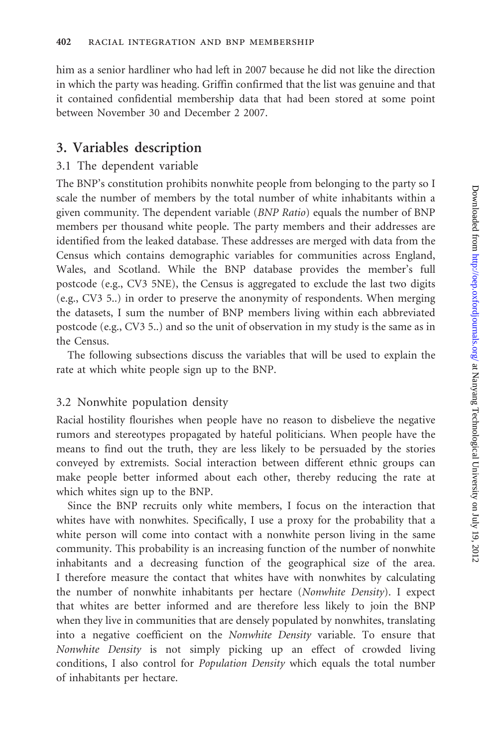him as a senior hardliner who had left in 2007 because he did not like the direction in which the party was heading. Griffin confirmed that the list was genuine and that it contained confidential membership data that had been stored at some point between November 30 and December 2 2007.

## 3. Variables description

### 3.1 The dependent variable

The BNP's constitution prohibits nonwhite people from belonging to the party so I scale the number of members by the total number of white inhabitants within a given community. The dependent variable (*BNP Ratio*) equals the number of BNP members per thousand white people. The party members and their addresses are identified from the leaked database. These addresses are merged with data from the Census which contains demographic variables for communities across England, Wales, and Scotland. While the BNP database provides the member's full postcode (e.g., CV3 5NE), the Census is aggregated to exclude the last two digits (e.g., CV3 5..) in order to preserve the anonymity of respondents. When merging the datasets, I sum the number of BNP members living within each abbreviated postcode (e.g., CV3 5..) and so the unit of observation in my study is the same as in the Census.

The following subsections discuss the variables that will be used to explain the rate at which white people sign up to the BNP.

### 3.2 Nonwhite population density

Racial hostility flourishes when people have no reason to disbelieve the negative rumors and stereotypes propagated by hateful politicians. When people have the means to find out the truth, they are less likely to be persuaded by the stories conveyed by extremists. Social interaction between different ethnic groups can make people better informed about each other, thereby reducing the rate at which whites sign up to the BNP.

Since the BNP recruits only white members, I focus on the interaction that whites have with nonwhites. Specifically, I use a proxy for the probability that a white person will come into contact with a nonwhite person living in the same community. This probability is an increasing function of the number of nonwhite inhabitants and a decreasing function of the geographical size of the area. I therefore measure the contact that whites have with nonwhites by calculating the number of nonwhite inhabitants per hectare (*Nonwhite Density*). I expect that whites are better informed and are therefore less likely to join the BNP when they live in communities that are densely populated by nonwhites, translating into a negative coefficient on the *Nonwhite Density* variable. To ensure that *Nonwhite Density* is not simply picking up an effect of crowded living conditions, I also control for *Population Density* which equals the total number of inhabitants per hectare.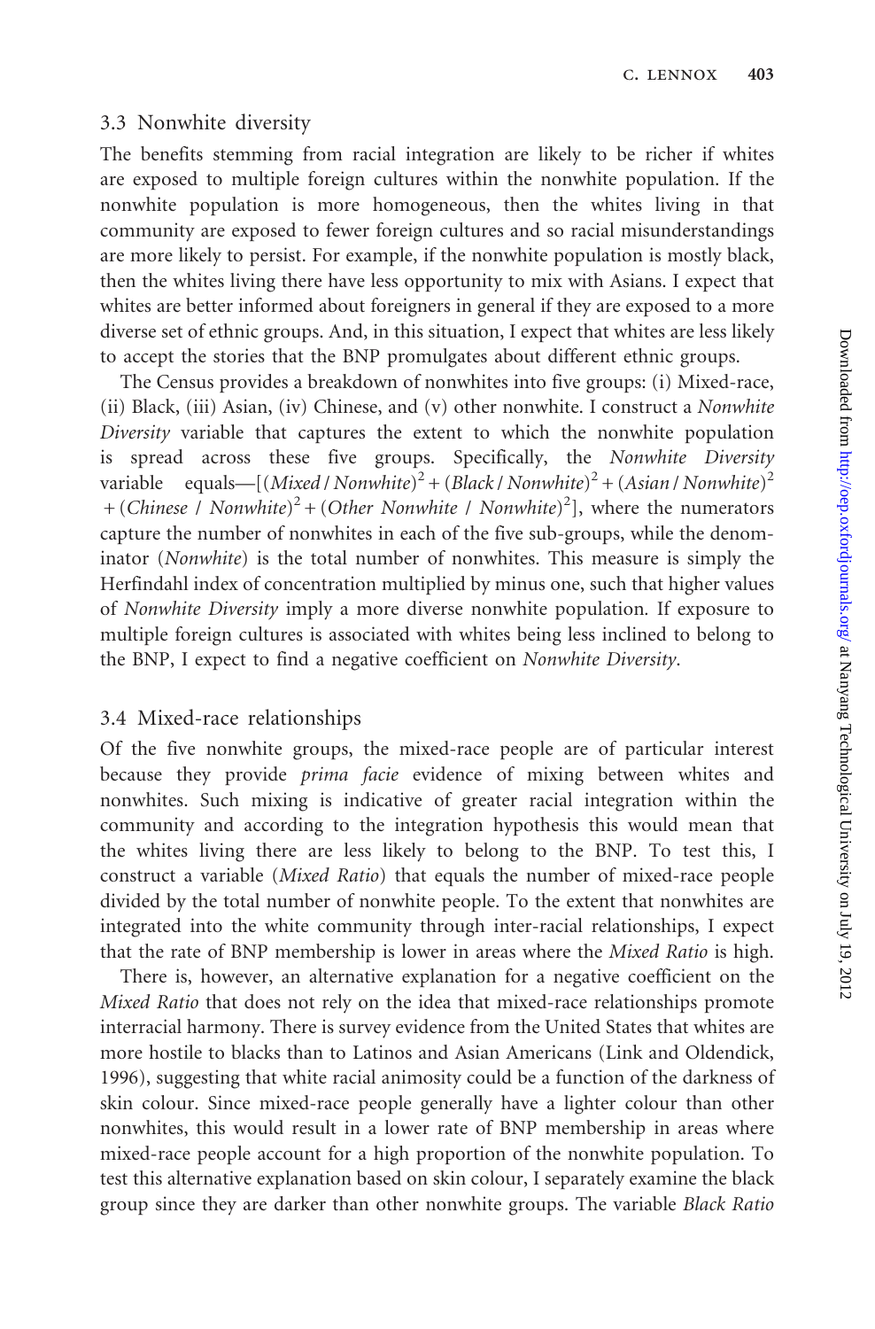## 3.3 Nonwhite diversity

The benefits stemming from racial integration are likely to be richer if whites are exposed to multiple foreign cultures within the nonwhite population. If the nonwhite population is more homogeneous, then the whites living in that community are exposed to fewer foreign cultures and so racial misunderstandings are more likely to persist. For example, if the nonwhite population is mostly black, then the whites living there have less opportunity to mix with Asians. I expect that whites are better informed about foreigners in general if they are exposed to a more diverse set of ethnic groups. And, in this situation, I expect that whites are less likely to accept the stories that the BNP promulgates about different ethnic groups.

The Census provides a breakdown of nonwhites into five groups: (i) Mixed-race, (ii) Black, (iii) Asian, (iv) Chinese, and (v) other nonwhite. I construct a *Nonwhite Diversity* variable that captures the extent to which the nonwhite population is spread across these five groups. Specifically, the *Nonwhite Diversity* variable equals—$[(Mixed / Nonwhite)^2 + (Black / Nonwhite)^2 + (Asian / Nonwhite)^2 + (Chinese / Nonwhite)^2 + (Other\ Nonwhite / Nonwhite)^2]$, where the numerators capture the number of nonwhites in each of the five sub-groups, while the denominator (*Nonwhite*) is the total number of nonwhites. This measure is simply the Herfindahl index of concentration multiplied by minus one, such that higher values of *Nonwhite Diversity* imply a more diverse nonwhite population. If exposure to multiple foreign cultures is associated with whites being less inclined to belong to the BNP, I expect to find a negative coefficient on *Nonwhite Diversity*.

## 3.4 Mixed-race relationships

Of the five nonwhite groups, the mixed-race people are of particular interest because they provide *prima facie* evidence of mixing between whites and nonwhites. Such mixing is indicative of greater racial integration within the community and according to the integration hypothesis this would mean that the whites living there are less likely to belong to the BNP. To test this, I construct a variable (*Mixed Ratio*) that equals the number of mixed-race people divided by the total number of nonwhite people. To the extent that nonwhites are integrated into the white community through inter-racial relationships, I expect that the rate of BNP membership is lower in areas where the *Mixed Ratio* is high.

There is, however, an alternative explanation for a negative coefficient on the *Mixed Ratio* that does not rely on the idea that mixed-race relationships promote interracial harmony. There is survey evidence from the United States that whites are more hostile to blacks than to Latinos and Asian Americans (Link and Oldendick, 1996), suggesting that white racial animosity could be a function of the darkness of skin colour. Since mixed-race people generally have a lighter colour than other nonwhites, this would result in a lower rate of BNP membership in areas where mixed-race people account for a high proportion of the nonwhite population. To test this alternative explanation based on skin colour, I separately examine the black group since they are darker than other nonwhite groups. The variable *Black Ratio*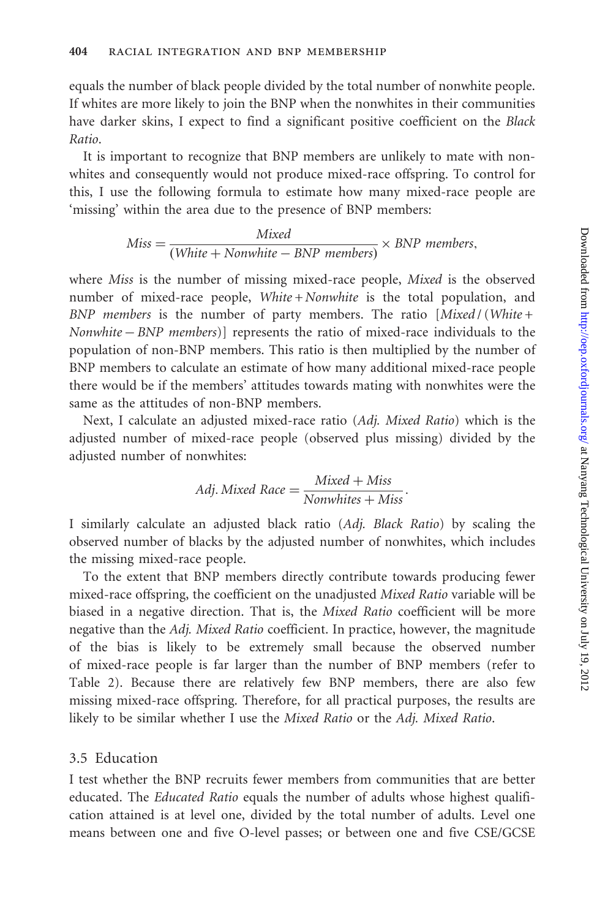equals the number of black people divided by the total number of nonwhite people. If whites are more likely to join the BNP when the nonwhites in their communities have darker skins, I expect to find a significant positive coefficient on the *Black Ratio*.

It is important to recognize that BNP members are unlikely to mate with nonwhites and consequently would not produce mixed-race offspring. To control for this, I use the following formula to estimate how many mixed-race people are 'missing' within the area due to the presence of BNP members:

$$Miss = \frac{Mixed}{(White + Nonwhite - BNP\ members)} \times BNP\ members,$$

where *Miss* is the number of missing mixed-race people, *Mixed* is the observed number of mixed-race people, *White + Nonwhite* is the total population, and *BNP members* is the number of party members. The ratio [*Mixed* / (*White + Nonwhite − BNP members*)] represents the ratio of mixed-race individuals to the population of non-BNP members. This ratio is then multiplied by the number of BNP members to calculate an estimate of how many additional mixed-race people there would be if the members' attitudes towards mating with nonwhites were the same as the attitudes of non-BNP members.

Next, I calculate an adjusted mixed-race ratio (*Adj. Mixed Ratio*) which is the adjusted number of mixed-race people (observed plus missing) divided by the adjusted number of nonwhites:

$$Adj.\ Mixed\ Race = \frac{Mixed + Miss}{Nonwhites + Miss}.$$

I similarly calculate an adjusted black ratio (*Adj. Black Ratio*) by scaling the observed number of blacks by the adjusted number of nonwhites, which includes the missing mixed-race people.

To the extent that BNP members directly contribute towards producing fewer mixed-race offspring, the coefficient on the unadjusted *Mixed Ratio* variable will be biased in a negative direction. That is, the *Mixed Ratio* coefficient will be more negative than the *Adj. Mixed Ratio* coefficient. In practice, however, the magnitude of the bias is likely to be extremely small because the observed number of mixed-race people is far larger than the number of BNP members (refer to Table 2). Because there are relatively few BNP members, there are also few missing mixed-race offspring. Therefore, for all practical purposes, the results are likely to be similar whether I use the *Mixed Ratio* or the *Adj. Mixed Ratio*.

### 3.5 Education

I test whether the BNP recruits fewer members from communities that are better educated. The *Educated Ratio* equals the number of adults whose highest qualification attained is at level one, divided by the total number of adults. Level one means between one and five O-level passes; or between one and five CSE/GCSE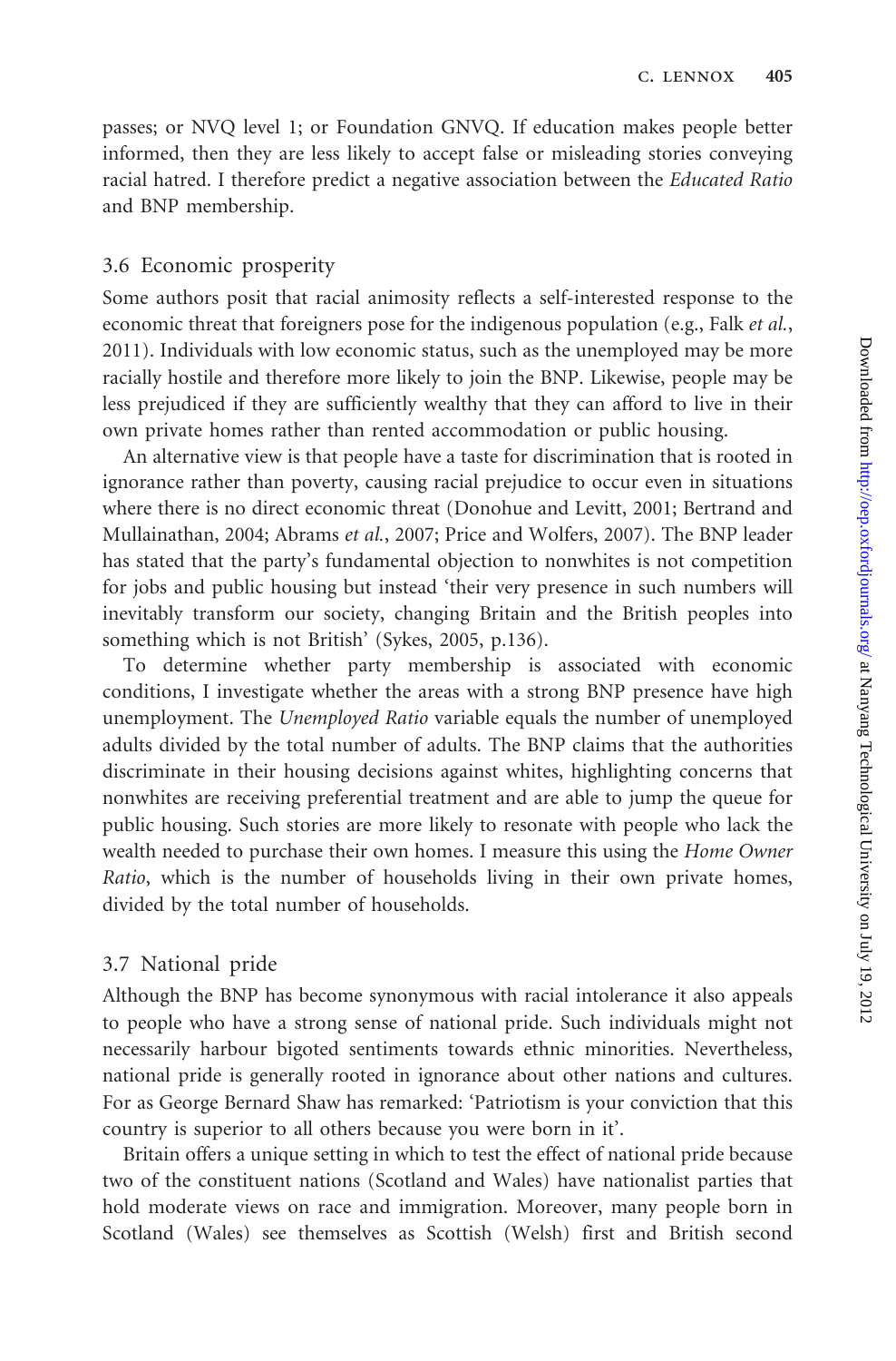passes; or NVQ level 1; or Foundation GNVQ. If education makes people better informed, then they are less likely to accept false or misleading stories conveying racial hatred. I therefore predict a negative association between the *Educated Ratio* and BNP membership.

### 3.6 Economic prosperity

Some authors posit that racial animosity reflects a self-interested response to the economic threat that foreigners pose for the indigenous population (e.g., Falk *et al.*, 2011). Individuals with low economic status, such as the unemployed may be more racially hostile and therefore more likely to join the BNP. Likewise, people may be less prejudiced if they are sufficiently wealthy that they can afford to live in their own private homes rather than rented accommodation or public housing.

An alternative view is that people have a taste for discrimination that is rooted in ignorance rather than poverty, causing racial prejudice to occur even in situations where there is no direct economic threat (Donohue and Levitt, 2001; Bertrand and Mullainathan, 2004; Abrams *et al.*, 2007; Price and Wolfers, 2007). The BNP leader has stated that the party's fundamental objection to nonwhites is not competition for jobs and public housing but instead 'their very presence in such numbers will inevitably transform our society, changing Britain and the British peoples into something which is not British' (Sykes, 2005, p.136).

To determine whether party membership is associated with economic conditions, I investigate whether the areas with a strong BNP presence have high unemployment. The *Unemployed Ratio* variable equals the number of unemployed adults divided by the total number of adults. The BNP claims that the authorities discriminate in their housing decisions against whites, highlighting concerns that nonwhites are receiving preferential treatment and are able to jump the queue for public housing. Such stories are more likely to resonate with people who lack the wealth needed to purchase their own homes. I measure this using the *Home Owner Ratio*, which is the number of households living in their own private homes, divided by the total number of households.

### 3.7 National pride

Although the BNP has become synonymous with racial intolerance it also appeals to people who have a strong sense of national pride. Such individuals might not necessarily harbour bigoted sentiments towards ethnic minorities. Nevertheless, national pride is generally rooted in ignorance about other nations and cultures. For as George Bernard Shaw has remarked: 'Patriotism is your conviction that this country is superior to all others because you were born in it'.

Britain offers a unique setting in which to test the effect of national pride because two of the constituent nations (Scotland and Wales) have nationalist parties that hold moderate views on race and immigration. Moreover, many people born in Scotland (Wales) see themselves as Scottish (Welsh) first and British second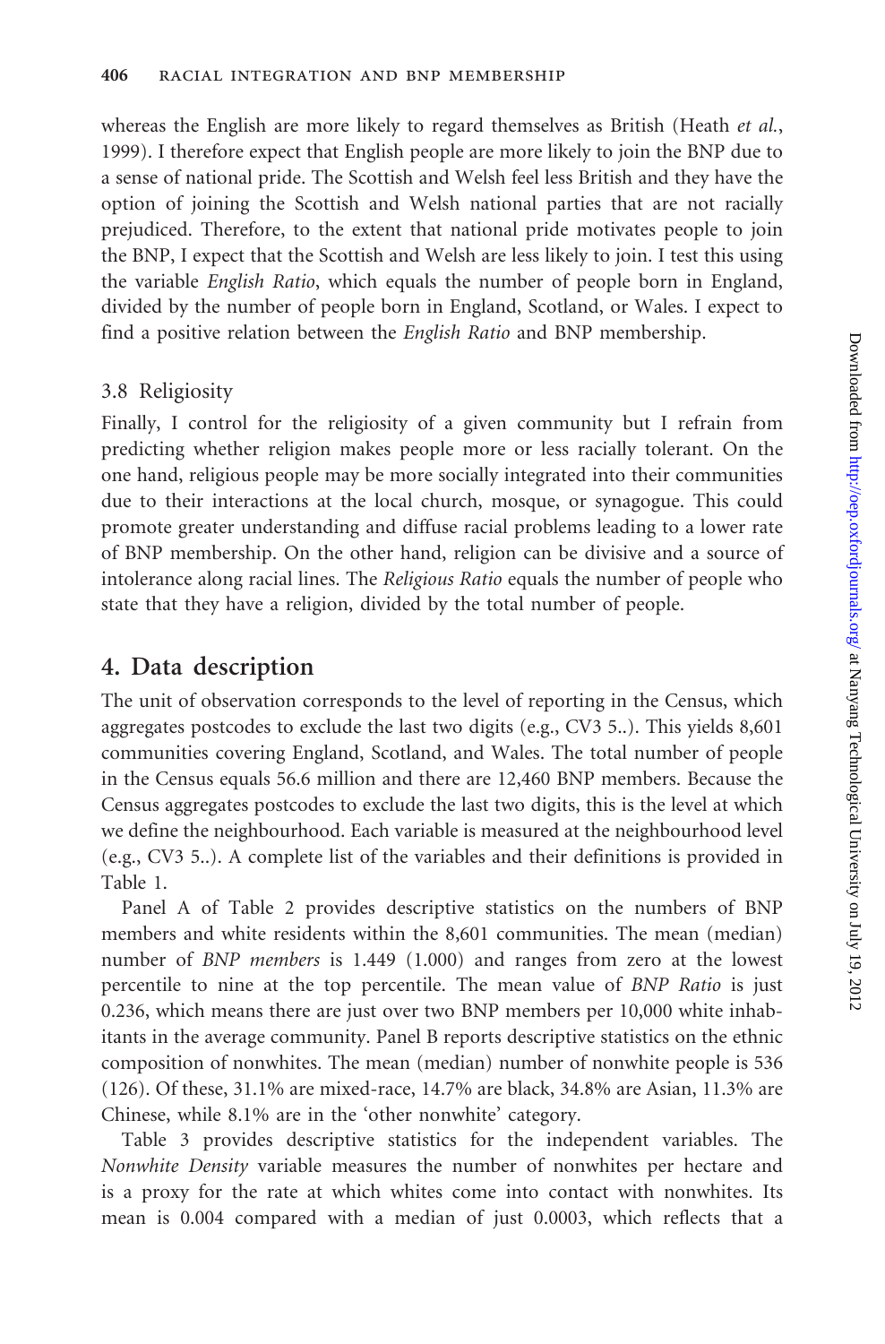whereas the English are more likely to regard themselves as British (Heath *et al.*, 1999). I therefore expect that English people are more likely to join the BNP due to a sense of national pride. The Scottish and Welsh feel less British and they have the option of joining the Scottish and Welsh national parties that are not racially prejudiced. Therefore, to the extent that national pride motivates people to join the BNP, I expect that the Scottish and Welsh are less likely to join. I test this using the variable *English Ratio*, which equals the number of people born in England, divided by the number of people born in England, Scotland, or Wales. I expect to find a positive relation between the *English Ratio* and BNP membership.

### 3.8 Religiosity

Finally, I control for the religiosity of a given community but I refrain from predicting whether religion makes people more or less racially tolerant. On the one hand, religious people may be more socially integrated into their communities due to their interactions at the local church, mosque, or synagogue. This could promote greater understanding and diffuse racial problems leading to a lower rate of BNP membership. On the other hand, religion can be divisive and a source of intolerance along racial lines. The *Religious Ratio* equals the number of people who state that they have a religion, divided by the total number of people.

## 4. Data description

The unit of observation corresponds to the level of reporting in the Census, which aggregates postcodes to exclude the last two digits (e.g., CV3 5..). This yields 8,601 communities covering England, Scotland, and Wales. The total number of people in the Census equals 56.6 million and there are 12,460 BNP members. Because the Census aggregates postcodes to exclude the last two digits, this is the level at which we define the neighbourhood. Each variable is measured at the neighbourhood level (e.g., CV3 5..). A complete list of the variables and their definitions is provided in Table 1.

Panel A of Table 2 provides descriptive statistics on the numbers of BNP members and white residents within the 8,601 communities. The mean (median) number of *BNP members* is 1.449 (1.000) and ranges from zero at the lowest percentile to nine at the top percentile. The mean value of *BNP Ratio* is just 0.236, which means there are just over two BNP members per 10,000 white inhabitants in the average community. Panel B reports descriptive statistics on the ethnic composition of nonwhites. The mean (median) number of nonwhite people is 536 (126). Of these, 31.1% are mixed-race, 14.7% are black, 34.8% are Asian, 11.3% are Chinese, while 8.1% are in the 'other nonwhite' category.

Table 3 provides descriptive statistics for the independent variables. The *Nonwhite Density* variable measures the number of nonwhites per hectare and is a proxy for the rate at which whites come into contact with nonwhites. Its mean is 0.004 compared with a median of just 0.0003, which reflects that a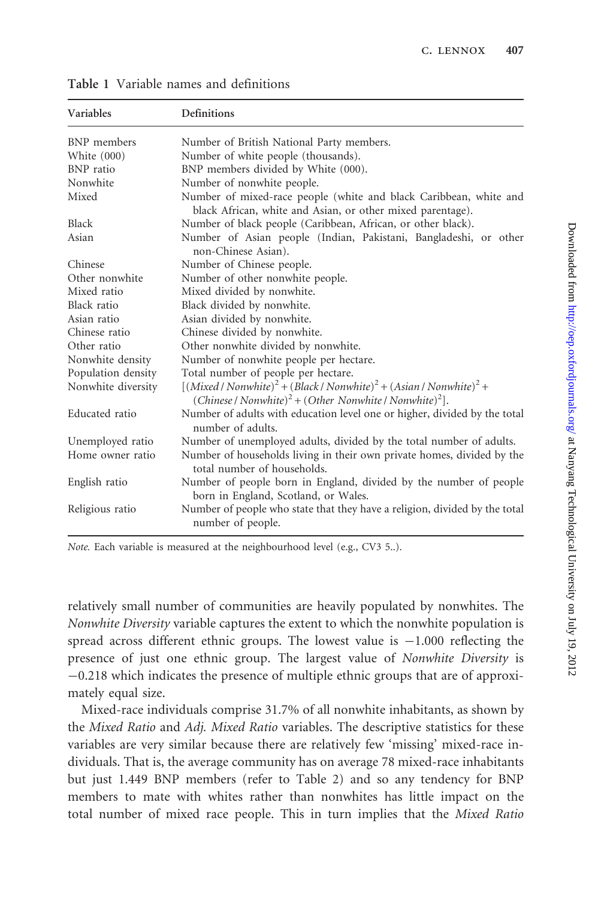**Table 1** Variable names and definitions

| Variables | Definitions |
|---|---|
| BNP members | Number of British National Party members. |
| White (000) | Number of white people (thousands). |
| BNP ratio | BNP members divided by White (000). |
| Nonwhite | Number of nonwhite people. |
| Mixed | Number of mixed-race people (white and black Caribbean, white and black African, white and Asian, or other mixed parentage). |
| Black | Number of black people (Caribbean, African, or other black). |
| Asian | Number of Asian people (Indian, Pakistani, Bangladeshi, or other non-Chinese Asian). |
| Chinese | Number of Chinese people. |
| Other nonwhite | Number of other nonwhite people. |
| Mixed ratio | Mixed divided by nonwhite. |
| Black ratio | Black divided by nonwhite. |
| Asian ratio | Asian divided by nonwhite. |
| Chinese ratio | Chinese divided by nonwhite. |
| Other ratio | Other nonwhite divided by nonwhite. |
| Nonwhite density | Number of nonwhite people per hectare. |
| Population density | Total number of people per hectare. |
| Nonwhite diversity | $[(Mixed / Nonwhite)^2 + (Black / Nonwhite)^2 + (Asian / Nonwhite)^2 + (Chinese / Nonwhite)^2 + (Other\ Nonwhite / Nonwhite)^2]$. |
| Educated ratio | Number of adults with education level one or higher, divided by the total number of adults. |
| Unemployed ratio | Number of unemployed adults, divided by the total number of adults. |
| Home owner ratio | Number of households living in their own private homes, divided by the total number of households. |
| English ratio | Number of people born in England, divided by the number of people born in England, Scotland, or Wales. |
| Religious ratio | Number of people who state that they have a religion, divided by the total number of people. |

*Note.* Each variable is measured at the neighbourhood level (e.g., CV3 5..).

relatively small number of communities are heavily populated by nonwhites. The *Nonwhite Diversity* variable captures the extent to which the nonwhite population is spread across different ethnic groups. The lowest value is −1.000 reflecting the presence of just one ethnic group. The largest value of *Nonwhite Diversity* is −0.218 which indicates the presence of multiple ethnic groups that are of approximately equal size.

Mixed-race individuals comprise 31.7% of all nonwhite inhabitants, as shown by the *Mixed Ratio* and *Adj. Mixed Ratio* variables. The descriptive statistics for these variables are very similar because there are relatively few 'missing' mixed-race individuals. That is, the average community has on average 78 mixed-race inhabitants but just 1.449 BNP members (refer to Table 2) and so any tendency for BNP members to mate with whites rather than nonwhites has little impact on the total number of mixed race people. This in turn implies that the *Mixed Ratio*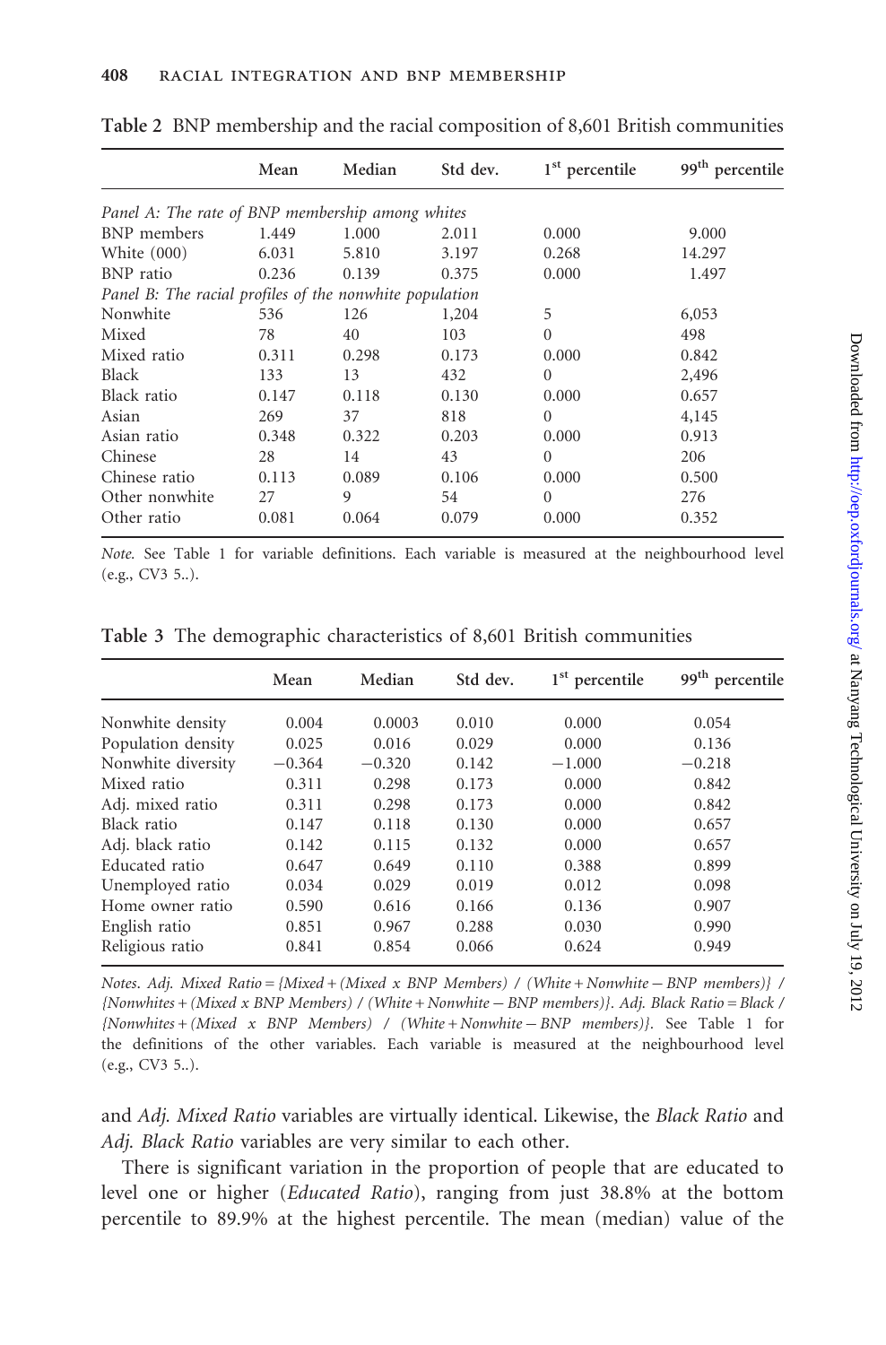**Table 2** BNP membership and the racial composition of 8,601 British communities

| | Mean | Median | Std dev. | 1st percentile | 99th percentile |
|---|---|---|---|---|---|
| *Panel A: The rate of BNP membership among whites* | | | | | |
| BNP members | 1.449 | 1.000 | 2.011 | 0.000 | 9.000 |
| White (000) | 6.031 | 5.810 | 3.197 | 0.268 | 14.297 |
| BNP ratio | 0.236 | 0.139 | 0.375 | 0.000 | 1.497 |
| *Panel B: The racial profiles of the nonwhite population* | | | | | |
| Nonwhite | 536 | 126 | 1,204 | 5 | 6,053 |
| Mixed | 78 | 40 | 103 | 0 | 498 |
| Mixed ratio | 0.311 | 0.298 | 0.173 | 0.000 | 0.842 |
| Black | 133 | 13 | 432 | 0 | 2,496 |
| Black ratio | 0.147 | 0.118 | 0.130 | 0.000 | 0.657 |
| Asian | 269 | 37 | 818 | 0 | 4,145 |
| Asian ratio | 0.348 | 0.322 | 0.203 | 0.000 | 0.913 |
| Chinese | 28 | 14 | 43 | 0 | 206 |
| Chinese ratio | 0.113 | 0.089 | 0.106 | 0.000 | 0.500 |
| Other nonwhite | 27 | 9 | 54 | 0 | 276 |
| Other ratio | 0.081 | 0.064 | 0.079 | 0.000 | 0.352 |

*Note.* See Table 1 for variable definitions. Each variable is measured at the neighbourhood level (e.g., CV3 5..).

**Table 3** The demographic characteristics of 8,601 British communities

| | Mean | Median | Std dev. | 1st percentile | 99th percentile |
|---|---|---|---|---|---|
| Nonwhite density | 0.004 | 0.0003 | 0.010 | 0.000 | 0.054 |
| Population density | 0.025 | 0.016 | 0.029 | 0.000 | 0.136 |
| Nonwhite diversity | −0.364 | −0.320 | 0.142 | −1.000 | −0.218 |
| Mixed ratio | 0.311 | 0.298 | 0.173 | 0.000 | 0.842 |
| Adj. mixed ratio | 0.311 | 0.298 | 0.173 | 0.000 | 0.842 |
| Black ratio | 0.147 | 0.118 | 0.130 | 0.000 | 0.657 |
| Adj. black ratio | 0.142 | 0.115 | 0.132 | 0.000 | 0.657 |
| Educated ratio | 0.647 | 0.649 | 0.110 | 0.388 | 0.899 |
| Unemployed ratio | 0.034 | 0.029 | 0.019 | 0.012 | 0.098 |
| Home owner ratio | 0.590 | 0.616 | 0.166 | 0.136 | 0.907 |
| English ratio | 0.851 | 0.967 | 0.288 | 0.030 | 0.990 |
| Religious ratio | 0.841 | 0.854 | 0.066 | 0.624 | 0.949 |

*Notes. Adj. Mixed Ratio = {Mixed + (Mixed x BNP Members) / (White + Nonwhite − BNP members)} / {Nonwhites + (Mixed x BNP Members) / (White + Nonwhite − BNP members)}. Adj. Black Ratio = Black / {Nonwhites + (Mixed x BNP Members) / (White + Nonwhite − BNP members)}.* See Table 1 for the definitions of the other variables. Each variable is measured at the neighbourhood level (e.g., CV3 5..).

and *Adj. Mixed Ratio* variables are virtually identical. Likewise, the *Black Ratio* and *Adj. Black Ratio* variables are very similar to each other.

There is significant variation in the proportion of people that are educated to level one or higher (*Educated Ratio*), ranging from just 38.8% at the bottom percentile to 89.9% at the highest percentile. The mean (median) value of the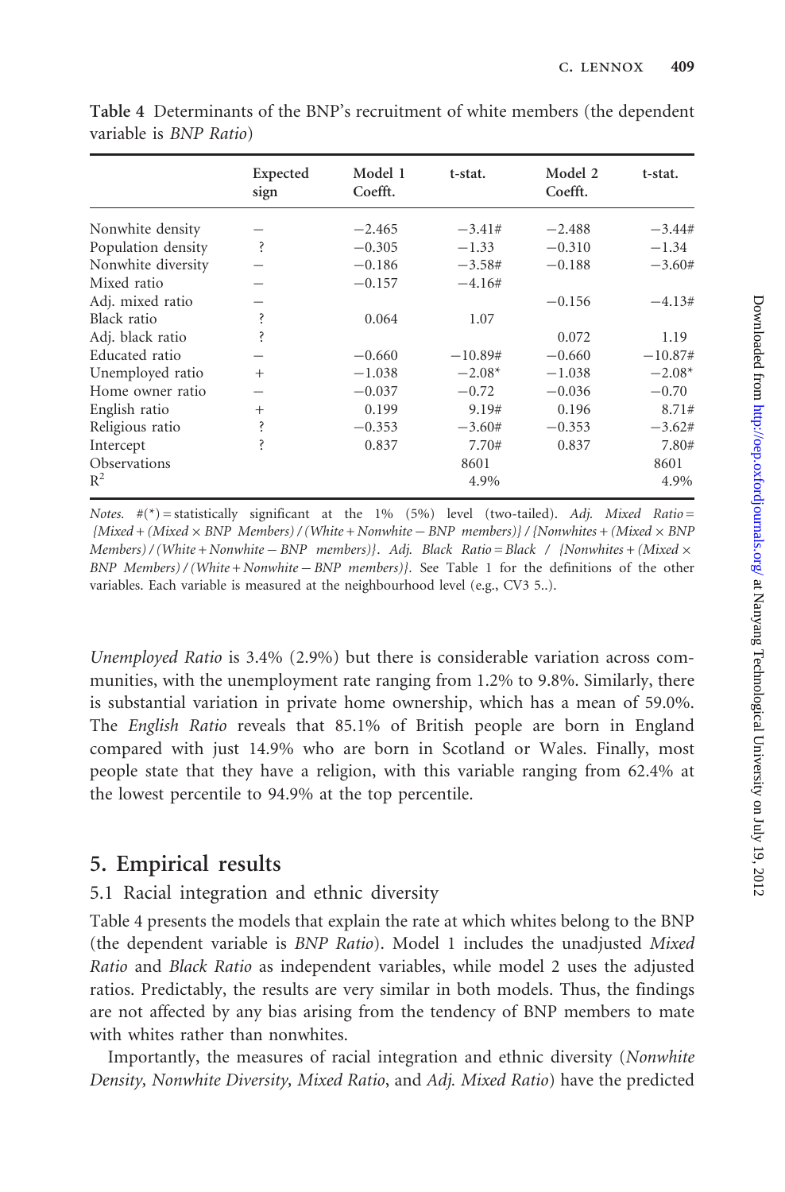**Table 4** Determinants of the BNP's recruitment of white members (the dependent variable is *BNP Ratio*)

| | Expected sign | Model 1 Coefft. | t-stat. | Model 2 Coefft. | t-stat. |
|---|---|---|---|---|---|
| Nonwhite density | − | −2.465 | −3.41# | −2.488 | −3.44# |
| Population density | ? | −0.305 | −1.33 | −0.310 | −1.34 |
| Nonwhite diversity | − | −0.186 | −3.58# | −0.188 | −3.60# |
| Mixed ratio | − | −0.157 | −4.16# | | |
| Adj. mixed ratio | − | | | −0.156 | −4.13# |
| Black ratio | ? | 0.064 | 1.07 | | |
| Adj. black ratio | ? | | | 0.072 | 1.19 |
| Educated ratio | − | −0.660 | −10.89# | −0.660 | −10.87# |
| Unemployed ratio | + | −1.038 | −2.08* | −1.038 | −2.08* |
| Home owner ratio | − | −0.037 | −0.72 | −0.036 | −0.70 |
| English ratio | + | 0.199 | 9.19# | 0.196 | 8.71# |
| Religious ratio | ? | −0.353 | −3.60# | −0.353 | −3.62# |
| Intercept | ? | 0.837 | 7.70# | 0.837 | 7.80# |
| Observations | | | 8601 | | 8601 |
| $R^2$ | | | 4.9% | | 4.9% |

*Notes.* #(*) = statistically significant at the 1% (5%) level (two-tailed). *Adj. Mixed Ratio* = *{Mixed + (Mixed × BNP Members) / (White + Nonwhite − BNP members)} / {Nonwhites + (Mixed × BNP Members) / (White + Nonwhite − BNP members)}*. *Adj. Black Ratio* = *Black / {Nonwhites + (Mixed × BNP Members) / (White + Nonwhite − BNP members)}*. See Table 1 for the definitions of the other variables. Each variable is measured at the neighbourhood level (e.g., CV3 5..).

*Unemployed Ratio* is 3.4% (2.9%) but there is considerable variation across communities, with the unemployment rate ranging from 1.2% to 9.8%. Similarly, there is substantial variation in private home ownership, which has a mean of 59.0%. The *English Ratio* reveals that 85.1% of British people are born in England compared with just 14.9% who are born in Scotland or Wales. Finally, most people state that they have a religion, with this variable ranging from 62.4% at the lowest percentile to 94.9% at the top percentile.

## 5. Empirical results

### 5.1 Racial integration and ethnic diversity

Table 4 presents the models that explain the rate at which whites belong to the BNP (the dependent variable is *BNP Ratio*). Model 1 includes the unadjusted *Mixed Ratio* and *Black Ratio* as independent variables, while model 2 uses the adjusted ratios. Predictably, the results are very similar in both models. Thus, the findings are not affected by any bias arising from the tendency of BNP members to mate with whites rather than nonwhites.

Importantly, the measures of racial integration and ethnic diversity (*Nonwhite Density, Nonwhite Diversity, Mixed Ratio*, and *Adj. Mixed Ratio*) have the predicted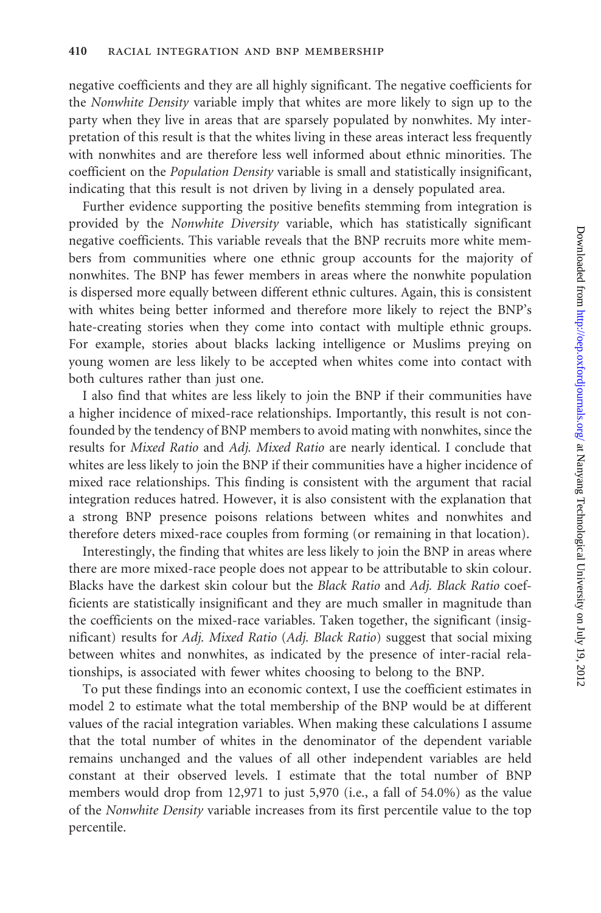negative coefficients and they are all highly significant. The negative coefficients for the *Nonwhite Density* variable imply that whites are more likely to sign up to the party when they live in areas that are sparsely populated by nonwhites. My interpretation of this result is that the whites living in these areas interact less frequently with nonwhites and are therefore less well informed about ethnic minorities. The coefficient on the *Population Density* variable is small and statistically insignificant, indicating that this result is not driven by living in a densely populated area.

Further evidence supporting the positive benefits stemming from integration is provided by the *Nonwhite Diversity* variable, which has statistically significant negative coefficients. This variable reveals that the BNP recruits more white members from communities where one ethnic group accounts for the majority of nonwhites. The BNP has fewer members in areas where the nonwhite population is dispersed more equally between different ethnic cultures. Again, this is consistent with whites being better informed and therefore more likely to reject the BNP's hate-creating stories when they come into contact with multiple ethnic groups. For example, stories about blacks lacking intelligence or Muslims preying on young women are less likely to be accepted when whites come into contact with both cultures rather than just one.

I also find that whites are less likely to join the BNP if their communities have a higher incidence of mixed-race relationships. Importantly, this result is not confounded by the tendency of BNP members to avoid mating with nonwhites, since the results for *Mixed Ratio* and *Adj. Mixed Ratio* are nearly identical. I conclude that whites are less likely to join the BNP if their communities have a higher incidence of mixed race relationships. This finding is consistent with the argument that racial integration reduces hatred. However, it is also consistent with the explanation that a strong BNP presence poisons relations between whites and nonwhites and therefore deters mixed-race couples from forming (or remaining in that location).

Interestingly, the finding that whites are less likely to join the BNP in areas where there are more mixed-race people does not appear to be attributable to skin colour. Blacks have the darkest skin colour but the *Black Ratio* and *Adj. Black Ratio* coefficients are statistically insignificant and they are much smaller in magnitude than the coefficients on the mixed-race variables. Taken together, the significant (insignificant) results for *Adj. Mixed Ratio* (*Adj. Black Ratio*) suggest that social mixing between whites and nonwhites, as indicated by the presence of inter-racial relationships, is associated with fewer whites choosing to belong to the BNP.

To put these findings into an economic context, I use the coefficient estimates in model 2 to estimate what the total membership of the BNP would be at different values of the racial integration variables. When making these calculations I assume that the total number of whites in the denominator of the dependent variable remains unchanged and the values of all other independent variables are held constant at their observed levels. I estimate that the total number of BNP members would drop from 12,971 to just 5,970 (i.e., a fall of 54.0%) as the value of the *Nonwhite Density* variable increases from its first percentile value to the top percentile.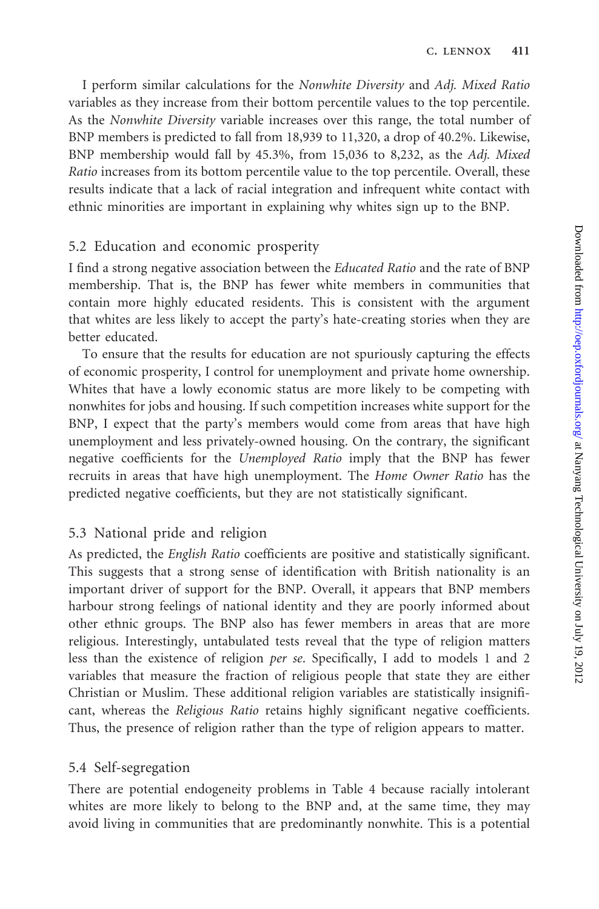I perform similar calculations for the *Nonwhite Diversity* and *Adj. Mixed Ratio* variables as they increase from their bottom percentile values to the top percentile. As the *Nonwhite Diversity* variable increases over this range, the total number of BNP members is predicted to fall from 18,939 to 11,320, a drop of 40.2%. Likewise, BNP membership would fall by 45.3%, from 15,036 to 8,232, as the *Adj. Mixed Ratio* increases from its bottom percentile value to the top percentile. Overall, these results indicate that a lack of racial integration and infrequent white contact with ethnic minorities are important in explaining why whites sign up to the BNP.

## 5.2 Education and economic prosperity

I find a strong negative association between the *Educated Ratio* and the rate of BNP membership. That is, the BNP has fewer white members in communities that contain more highly educated residents. This is consistent with the argument that whites are less likely to accept the party's hate-creating stories when they are better educated.

To ensure that the results for education are not spuriously capturing the effects of economic prosperity, I control for unemployment and private home ownership. Whites that have a lowly economic status are more likely to be competing with nonwhites for jobs and housing. If such competition increases white support for the BNP, I expect that the party's members would come from areas that have high unemployment and less privately-owned housing. On the contrary, the significant negative coefficients for the *Unemployed Ratio* imply that the BNP has fewer recruits in areas that have high unemployment. The *Home Owner Ratio* has the predicted negative coefficients, but they are not statistically significant.

## 5.3 National pride and religion

As predicted, the *English Ratio* coefficients are positive and statistically significant. This suggests that a strong sense of identification with British nationality is an important driver of support for the BNP. Overall, it appears that BNP members harbour strong feelings of national identity and they are poorly informed about other ethnic groups. The BNP also has fewer members in areas that are more religious. Interestingly, untabulated tests reveal that the type of religion matters less than the existence of religion *per se*. Specifically, I add to models 1 and 2 variables that measure the fraction of religious people that state they are either Christian or Muslim. These additional religion variables are statistically insignificant, whereas the *Religious Ratio* retains highly significant negative coefficients. Thus, the presence of religion rather than the type of religion appears to matter.

## 5.4 Self-segregation

There are potential endogeneity problems in Table 4 because racially intolerant whites are more likely to belong to the BNP and, at the same time, they may avoid living in communities that are predominantly nonwhite. This is a potential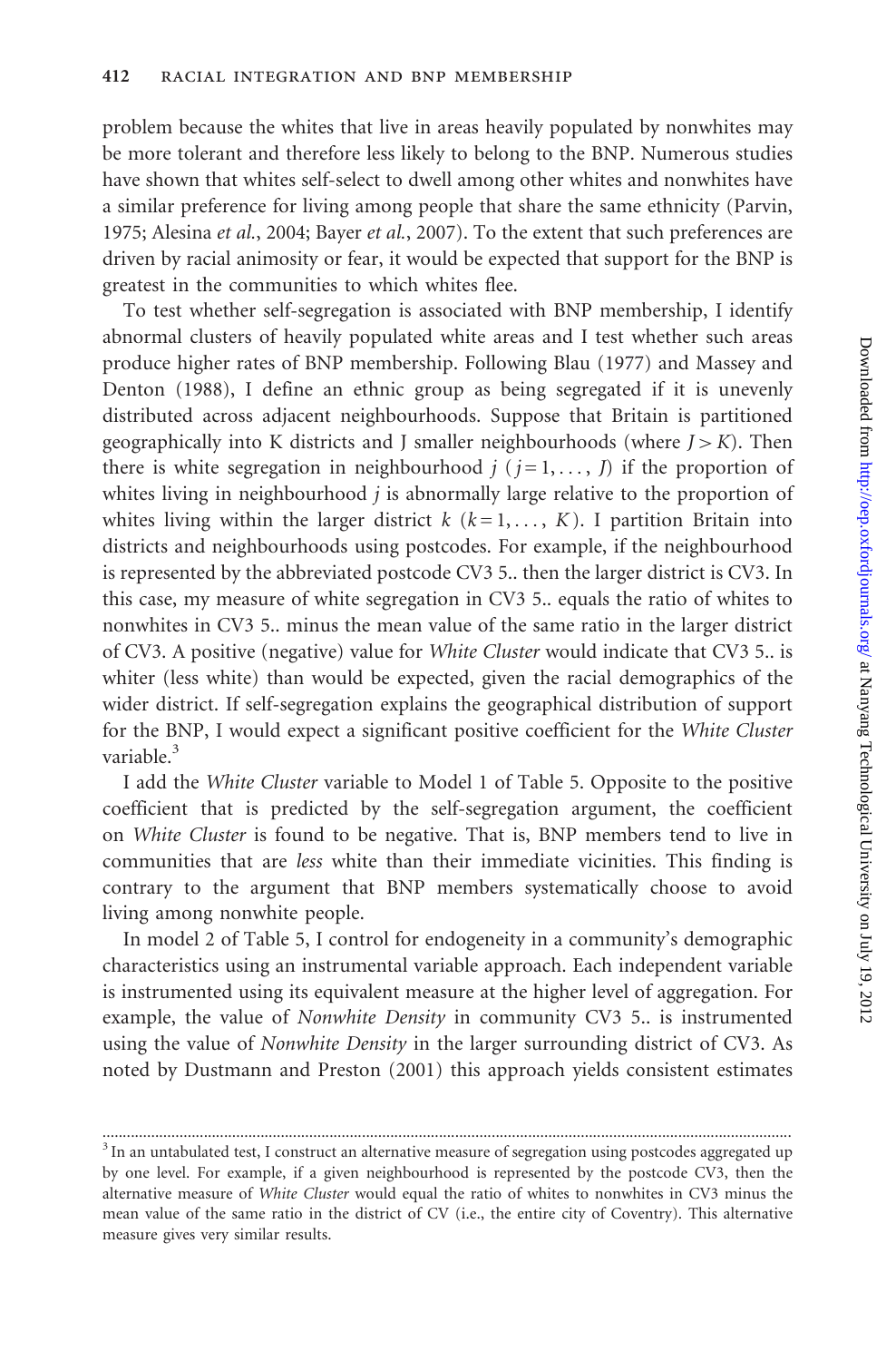problem because the whites that live in areas heavily populated by nonwhites may be more tolerant and therefore less likely to belong to the BNP. Numerous studies have shown that whites self-select to dwell among other whites and nonwhites have a similar preference for living among people that share the same ethnicity (Parvin, 1975; Alesina *et al.*, 2004; Bayer *et al.*, 2007). To the extent that such preferences are driven by racial animosity or fear, it would be expected that support for the BNP is greatest in the communities to which whites flee.

To test whether self-segregation is associated with BNP membership, I identify abnormal clusters of heavily populated white areas and I test whether such areas produce higher rates of BNP membership. Following Blau (1977) and Massey and Denton (1988), I define an ethnic group as being segregated if it is unevenly distributed across adjacent neighbourhoods. Suppose that Britain is partitioned geographically into K districts and J smaller neighbourhoods (where $J > K$). Then there is white segregation in neighbourhood $j$ ($j = 1, \ldots, J$) if the proportion of whites living in neighbourhood $j$ is abnormally large relative to the proportion of whites living within the larger district $k$ ($k = 1, \ldots, K$). I partition Britain into districts and neighbourhoods using postcodes. For example, if the neighbourhood is represented by the abbreviated postcode CV3 5.. then the larger district is CV3. In this case, my measure of white segregation in CV3 5.. equals the ratio of whites to nonwhites in CV3 5.. minus the mean value of the same ratio in the larger district of CV3. A positive (negative) value for *White Cluster* would indicate that CV3 5.. is whiter (less white) than would be expected, given the racial demographics of the wider district. If self-segregation explains the geographical distribution of support for the BNP, I would expect a significant positive coefficient for the *White Cluster* variable.[3]

I add the *White Cluster* variable to Model 1 of Table 5. Opposite to the positive coefficient that is predicted by the self-segregation argument, the coefficient on *White Cluster* is found to be negative. That is, BNP members tend to live in communities that are *less* white than their immediate vicinities. This finding is contrary to the argument that BNP members systematically choose to avoid living among nonwhite people.

In model 2 of Table 5, I control for endogeneity in a community's demographic characteristics using an instrumental variable approach. Each independent variable is instrumented using its equivalent measure at the higher level of aggregation. For example, the value of *Nonwhite Density* in community CV3 5.. is instrumented using the value of *Nonwhite Density* in the larger surrounding district of CV3. As noted by Dustmann and Preston (2001) this approach yields consistent estimates

[3] In an untabulated test, I construct an alternative measure of segregation using postcodes aggregated up by one level. For example, if a given neighbourhood is represented by the postcode CV3, then the alternative measure of *White Cluster* would equal the ratio of whites to nonwhites in CV3 minus the mean value of the same ratio in the district of CV (i.e., the entire city of Coventry). This alternative measure gives very similar results.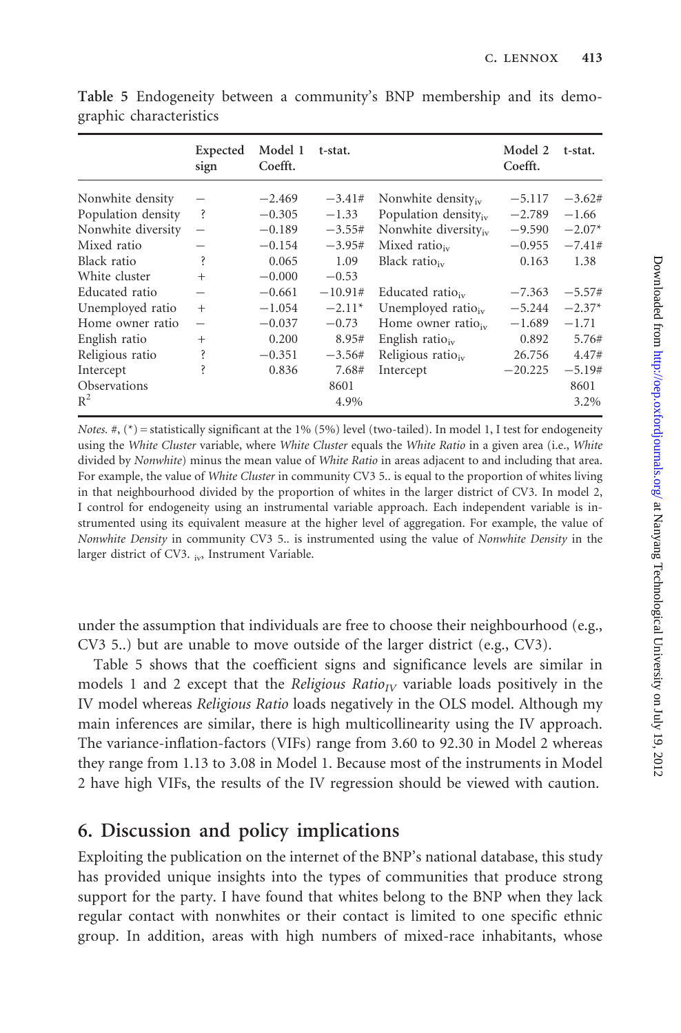**Table 5** Endogeneity between a community's BNP membership and its demographic characteristics

| | Expected sign | Model 1 Coefft. | t-stat. | | Model 2 Coefft. | t-stat. |
|---|---|---|---|---|---|---|
| Nonwhite density | – | −2.469 | −3.41# | Nonwhite density$_{iv}$ | −5.117 | −3.62# |
| Population density | ? | −0.305 | −1.33 | Population density$_{iv}$ | −2.789 | −1.66 |
| Nonwhite diversity | – | −0.189 | −3.55# | Nonwhite diversity$_{iv}$ | −9.590 | −2.07* |
| Mixed ratio | – | −0.154 | −3.95# | Mixed ratio$_{iv}$ | −0.955 | −7.41# |
| Black ratio | ? | 0.065 | 1.09 | Black ratio$_{iv}$ | 0.163 | 1.38 |
| White cluster | + | −0.000 | −0.53 | | | |
| Educated ratio | – | −0.661 | −10.91# | Educated ratio$_{iv}$ | −7.363 | −5.57# |
| Unemployed ratio | + | −1.054 | −2.11* | Unemployed ratio$_{iv}$ | −5.244 | −2.37* |
| Home owner ratio | – | −0.037 | −0.73 | Home owner ratio$_{iv}$ | −1.689 | −1.71 |
| English ratio | + | 0.200 | 8.95# | English ratio$_{iv}$ | 0.892 | 5.76# |
| Religious ratio | ? | −0.351 | −3.56# | Religious ratio$_{iv}$ | 26.756 | 4.47# |
| Intercept | ? | 0.836 | 7.68# | Intercept | −20.225 | −5.19# |
| Observations | | | 8601 | | | 8601 |
| $R^2$ | | | 4.9% | | | 3.2% |

*Notes.* #, (*) = statistically significant at the 1% (5%) level (two-tailed). In model 1, I test for endogeneity using the *White Cluster* variable, where *White Cluster* equals the *White Ratio* in a given area (i.e., *White* divided by *Nonwhite*) minus the mean value of *White Ratio* in areas adjacent to and including that area. For example, the value of *White Cluster* in community CV3 5.. is equal to the proportion of whites living in that neighbourhood divided by the proportion of whites in the larger district of CV3. In model 2, I control for endogeneity using an instrumental variable approach. Each independent variable is instrumented using its equivalent measure at the higher level of aggregation. For example, the value of *Nonwhite Density* in community CV3 5.. is instrumented using the value of *Nonwhite Density* in the larger district of CV3. $_{iv}$, Instrument Variable.

under the assumption that individuals are free to choose their neighbourhood (e.g., CV3 5..) but are unable to move outside of the larger district (e.g., CV3).

Table 5 shows that the coefficient signs and significance levels are similar in models 1 and 2 except that the *Religious Ratio$_{IV}$* variable loads positively in the IV model whereas *Religious Ratio* loads negatively in the OLS model. Although my main inferences are similar, there is high multicollinearity using the IV approach. The variance-inflation-factors (VIFs) range from 3.60 to 92.30 in Model 2 whereas they range from 1.13 to 3.08 in Model 1. Because most of the instruments in Model 2 have high VIFs, the results of the IV regression should be viewed with caution.

## 6. Discussion and policy implications

Exploiting the publication on the internet of the BNP's national database, this study has provided unique insights into the types of communities that produce strong support for the party. I have found that whites belong to the BNP when they lack regular contact with nonwhites or their contact is limited to one specific ethnic group. In addition, areas with high numbers of mixed-race inhabitants, whose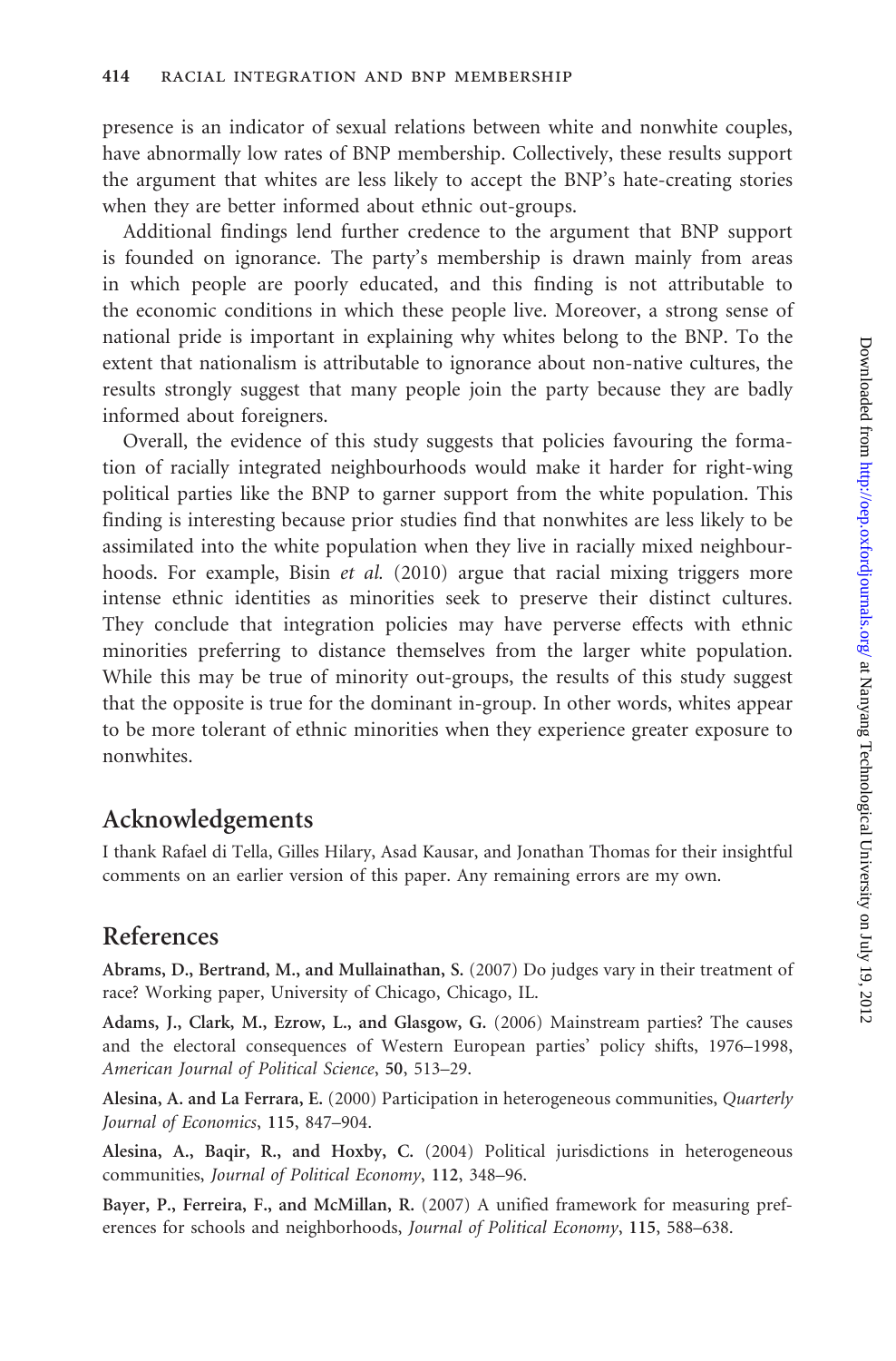presence is an indicator of sexual relations between white and nonwhite couples, have abnormally low rates of BNP membership. Collectively, these results support the argument that whites are less likely to accept the BNP's hate-creating stories when they are better informed about ethnic out-groups.

Additional findings lend further credence to the argument that BNP support is founded on ignorance. The party's membership is drawn mainly from areas in which people are poorly educated, and this finding is not attributable to the economic conditions in which these people live. Moreover, a strong sense of national pride is important in explaining why whites belong to the BNP. To the extent that nationalism is attributable to ignorance about non-native cultures, the results strongly suggest that many people join the party because they are badly informed about foreigners.

Overall, the evidence of this study suggests that policies favouring the formation of racially integrated neighbourhoods would make it harder for right-wing political parties like the BNP to garner support from the white population. This finding is interesting because prior studies find that nonwhites are less likely to be assimilated into the white population when they live in racially mixed neighbourhoods. For example, Bisin *et al.* (2010) argue that racial mixing triggers more intense ethnic identities as minorities seek to preserve their distinct cultures. They conclude that integration policies may have perverse effects with ethnic minorities preferring to distance themselves from the larger white population. While this may be true of minority out-groups, the results of this study suggest that the opposite is true for the dominant in-group. In other words, whites appear to be more tolerant of ethnic minorities when they experience greater exposure to nonwhites.

## Acknowledgements

I thank Rafael di Tella, Gilles Hilary, Asad Kausar, and Jonathan Thomas for their insightful comments on an earlier version of this paper. Any remaining errors are my own.

## References

**Abrams, D., Bertrand, M., and Mullainathan, S.** (2007) Do judges vary in their treatment of race? Working paper, University of Chicago, Chicago, IL.

**Adams, J., Clark, M., Ezrow, L., and Glasgow, G.** (2006) Mainstream parties? The causes and the electoral consequences of Western European parties' policy shifts, 1976–1998, *American Journal of Political Science*, **50**, 513–29.

**Alesina, A. and La Ferrara, E.** (2000) Participation in heterogeneous communities, *Quarterly Journal of Economics*, **115**, 847–904.

**Alesina, A., Baqir, R., and Hoxby, C.** (2004) Political jurisdictions in heterogeneous communities, *Journal of Political Economy*, **112**, 348–96.

**Bayer, P., Ferreira, F., and McMillan, R.** (2007) A unified framework for measuring preferences for schools and neighborhoods, *Journal of Political Economy*, **115**, 588–638.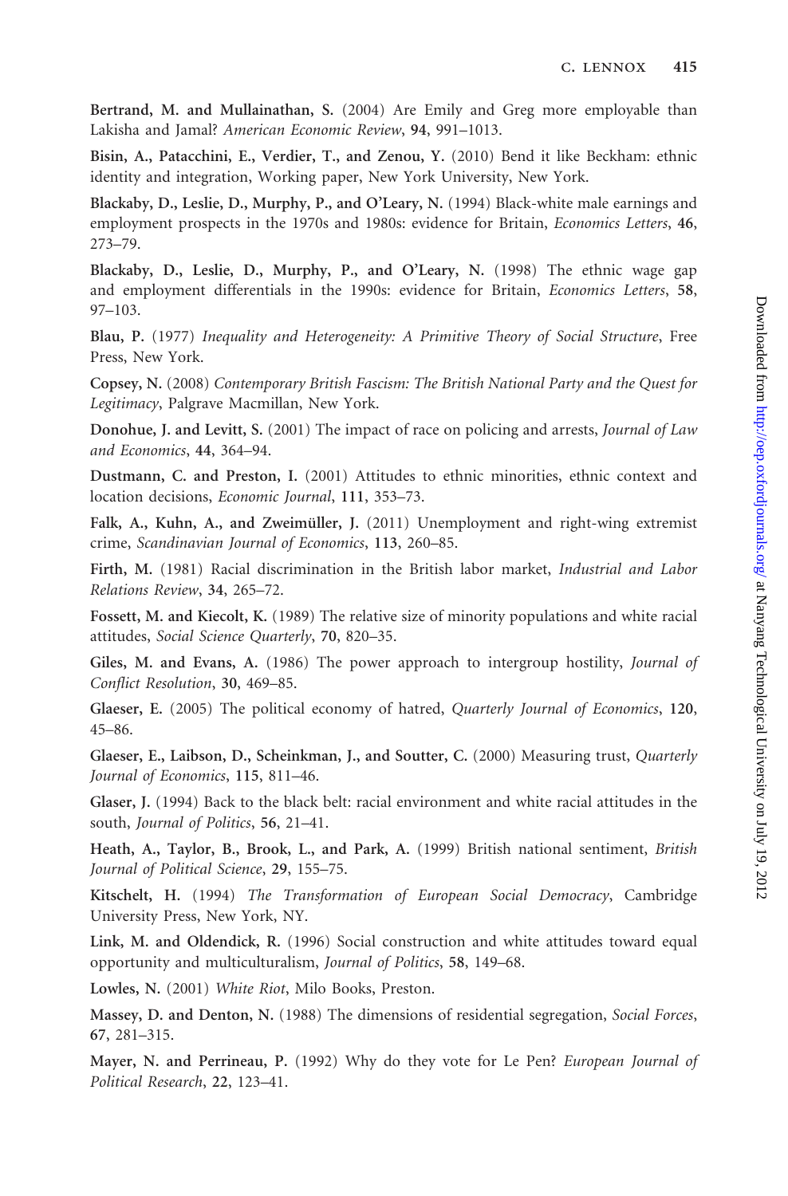**Bertrand, M. and Mullainathan, S.** (2004) Are Emily and Greg more employable than Lakisha and Jamal? *American Economic Review*, **94**, 991–1013.

**Bisin, A., Patacchini, E., Verdier, T., and Zenou, Y.** (2010) Bend it like Beckham: ethnic identity and integration, Working paper, New York University, New York.

**Blackaby, D., Leslie, D., Murphy, P., and O'Leary, N.** (1994) Black-white male earnings and employment prospects in the 1970s and 1980s: evidence for Britain, *Economics Letters*, **46**, 273–79.

**Blackaby, D., Leslie, D., Murphy, P., and O'Leary, N.** (1998) The ethnic wage gap and employment differentials in the 1990s: evidence for Britain, *Economics Letters*, **58**, 97–103.

**Blau, P.** (1977) *Inequality and Heterogeneity: A Primitive Theory of Social Structure*, Free Press, New York.

**Copsey, N.** (2008) *Contemporary British Fascism: The British National Party and the Quest for Legitimacy*, Palgrave Macmillan, New York.

**Donohue, J. and Levitt, S.** (2001) The impact of race on policing and arrests, *Journal of Law and Economics*, **44**, 364–94.

**Dustmann, C. and Preston, I.** (2001) Attitudes to ethnic minorities, ethnic context and location decisions, *Economic Journal*, **111**, 353–73.

**Falk, A., Kuhn, A., and Zweimüller, J.** (2011) Unemployment and right-wing extremist crime, *Scandinavian Journal of Economics*, **113**, 260–85.

**Firth, M.** (1981) Racial discrimination in the British labor market, *Industrial and Labor Relations Review*, **34**, 265–72.

**Fossett, M. and Kiecolt, K.** (1989) The relative size of minority populations and white racial attitudes, *Social Science Quarterly*, **70**, 820–35.

**Giles, M. and Evans, A.** (1986) The power approach to intergroup hostility, *Journal of Conflict Resolution*, **30**, 469–85.

**Glaeser, E.** (2005) The political economy of hatred, *Quarterly Journal of Economics*, **120**, 45–86.

**Glaeser, E., Laibson, D., Scheinkman, J., and Soutter, C.** (2000) Measuring trust, *Quarterly Journal of Economics*, **115**, 811–46.

**Glaser, J.** (1994) Back to the black belt: racial environment and white racial attitudes in the south, *Journal of Politics*, **56**, 21–41.

**Heath, A., Taylor, B., Brook, L., and Park, A.** (1999) British national sentiment, *British Journal of Political Science*, **29**, 155–75.

**Kitschelt, H.** (1994) *The Transformation of European Social Democracy*, Cambridge University Press, New York, NY.

**Link, M. and Oldendick, R.** (1996) Social construction and white attitudes toward equal opportunity and multiculturalism, *Journal of Politics*, **58**, 149–68.

**Lowles, N.** (2001) *White Riot*, Milo Books, Preston.

**Massey, D. and Denton, N.** (1988) The dimensions of residential segregation, *Social Forces*, **67**, 281–315.

**Mayer, N. and Perrineau, P.** (1992) Why do they vote for Le Pen? *European Journal of Political Research*, **22**, 123–41.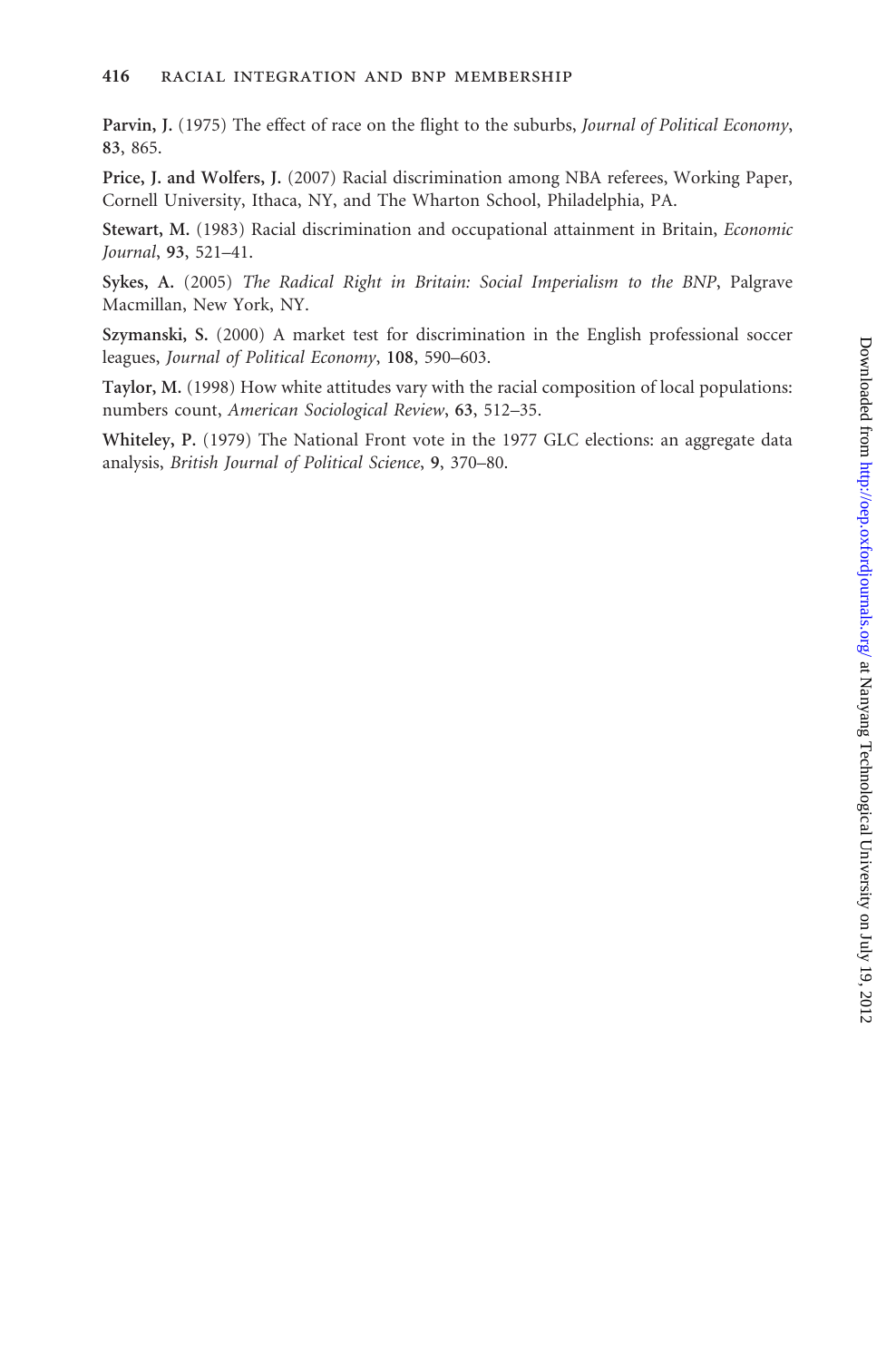**Parvin, J.** (1975) The effect of race on the flight to the suburbs, *Journal of Political Economy*, **83**, 865.

**Price, J. and Wolfers, J.** (2007) Racial discrimination among NBA referees, Working Paper, Cornell University, Ithaca, NY, and The Wharton School, Philadelphia, PA.

**Stewart, M.** (1983) Racial discrimination and occupational attainment in Britain, *Economic Journal*, **93**, 521–41.

**Sykes, A.** (2005) *The Radical Right in Britain: Social Imperialism to the BNP*, Palgrave Macmillan, New York, NY.

**Szymanski, S.** (2000) A market test for discrimination in the English professional soccer leagues, *Journal of Political Economy*, **108**, 590–603.

**Taylor, M.** (1998) How white attitudes vary with the racial composition of local populations: numbers count, *American Sociological Review*, **63**, 512–35.

**Whiteley, P.** (1979) The National Front vote in the 1977 GLC elections: an aggregate data analysis, *British Journal of Political Science*, **9**, 370–80.